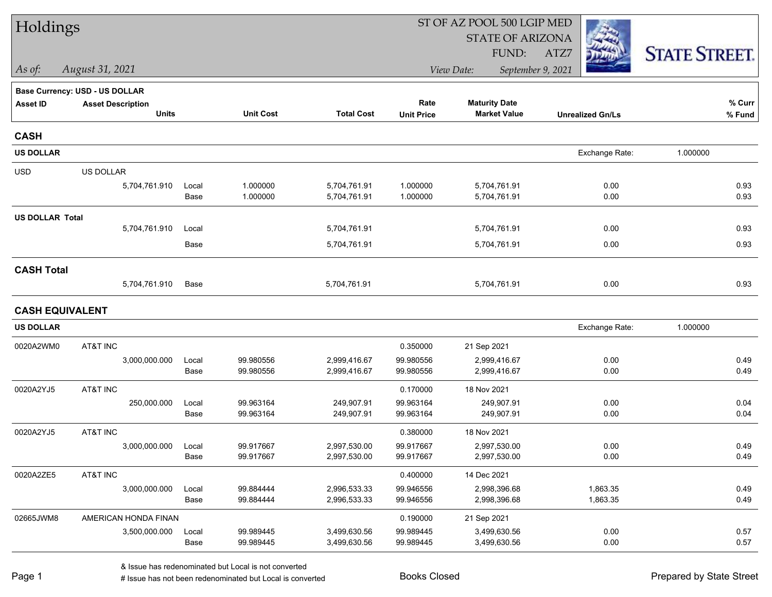# Holdings

ST OF AZ POOL 500 LGIP MED
STATE OF ARIZONA
FUND: ATZ7

*As of: August 31, 2021*

*View Date: September 9, 2021*

STATE STREET.

**Base Currency: USD - US DOLLAR**

| Asset ID | Asset Description / Units | | Unit Cost | Total Cost | Rate / Unit Price | Maturity Date / Market Value | Unrealized Gn/Ls | % Curr / % Fund |
|---|---|---|---|---|---|---|---|---|

## CASH

**US DOLLAR** — Exchange Rate: 1.000000

| Asset ID | Asset Description / Units | | Unit Cost | Total Cost | Rate / Unit Price | Maturity Date / Market Value | Unrealized Gn/Ls | % Curr / % Fund |
|---|---|---|---|---|---|---|---|---|
| USD | US DOLLAR | | | | | | | |
| | 5,704,761.910 | Local | 1.000000 | 5,704,761.91 | 1.000000 | 5,704,761.91 | 0.00 | 0.93 |
| | | Base | 1.000000 | 5,704,761.91 | 1.000000 | 5,704,761.91 | 0.00 | 0.93 |
| **US DOLLAR Total** | | | | | | | | |
| | 5,704,761.910 | Local | | 5,704,761.91 | | 5,704,761.91 | 0.00 | 0.93 |
| | | Base | | 5,704,761.91 | | 5,704,761.91 | 0.00 | 0.93 |
| **CASH Total** | | | | | | | | |
| | 5,704,761.910 | Base | | 5,704,761.91 | | 5,704,761.91 | 0.00 | 0.93 |

## CASH EQUIVALENT

**US DOLLAR** — Exchange Rate: 1.000000

| Asset ID | Asset Description / Units | | Unit Cost | Total Cost | Rate / Unit Price | Maturity Date / Market Value | Unrealized Gn/Ls | % Curr / % Fund |
|---|---|---|---|---|---|---|---|---|
| 0020A2WM0 | AT&T INC | | | | 0.350000 | 21 Sep 2021 | | |
| | 3,000,000.000 | Local | 99.980556 | 2,999,416.67 | 99.980556 | 2,999,416.67 | 0.00 | 0.49 |
| | | Base | 99.980556 | 2,999,416.67 | 99.980556 | 2,999,416.67 | 0.00 | 0.49 |
| 0020A2YJ5 | AT&T INC | | | | 0.170000 | 18 Nov 2021 | | |
| | 250,000.000 | Local | 99.963164 | 249,907.91 | 99.963164 | 249,907.91 | 0.00 | 0.04 |
| | | Base | 99.963164 | 249,907.91 | 99.963164 | 249,907.91 | 0.00 | 0.04 |
| 0020A2YJ5 | AT&T INC | | | | 0.380000 | 18 Nov 2021 | | |
| | 3,000,000.000 | Local | 99.917667 | 2,997,530.00 | 99.917667 | 2,997,530.00 | 0.00 | 0.49 |
| | | Base | 99.917667 | 2,997,530.00 | 99.917667 | 2,997,530.00 | 0.00 | 0.49 |
| 0020A2ZE5 | AT&T INC | | | | 0.400000 | 14 Dec 2021 | | |
| | 3,000,000.000 | Local | 99.884444 | 2,996,533.33 | 99.946556 | 2,998,396.68 | 1,863.35 | 0.49 |
| | | Base | 99.884444 | 2,996,533.33 | 99.946556 | 2,998,396.68 | 1,863.35 | 0.49 |
| 02665JWM8 | AMERICAN HONDA FINAN | | | | 0.190000 | 21 Sep 2021 | | |
| | 3,500,000.000 | Local | 99.989445 | 3,499,630.56 | 99.989445 | 3,499,630.56 | 0.00 | 0.57 |
| | | Base | 99.989445 | 3,499,630.56 | 99.989445 | 3,499,630.56 | 0.00 | 0.57 |

& Issue has redenominated but Local is not converted
# Issue has not been redenominated but Local is converted

Books Closed

Prepared by State Street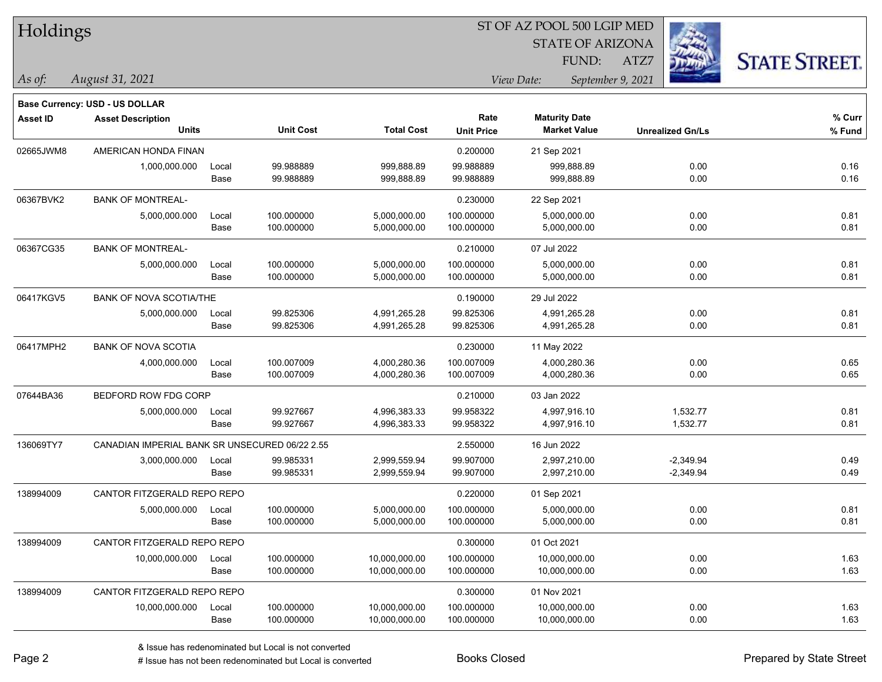# Holdings

ST OF AZ POOL 500 LGIP MED
STATE OF ARIZONA
FUND: ATZ7

*As of:* *August 31, 2021*

*View Date:* *September 9, 2021*

**Base Currency: USD - US DOLLAR**

| Asset ID | Asset Description / Units | | Unit Cost | Total Cost | Rate / Unit Price | Maturity Date / Market Value | Unrealized Gn/Ls | % Curr / % Fund |
|---|---|---|---|---|---|---|---|---|
| 02665JWM8 | AMERICAN HONDA FINAN | | | | 0.200000 | 21 Sep 2021 | | |
| | 1,000,000.000 | Local | 99.988889 | 999,888.89 | 99.988889 | 999,888.89 | 0.00 | 0.16 |
| | | Base | 99.988889 | 999,888.89 | 99.988889 | 999,888.89 | 0.00 | 0.16 |
| 06367BVK2 | BANK OF MONTREAL- | | | | 0.230000 | 22 Sep 2021 | | |
| | 5,000,000.000 | Local | 100.000000 | 5,000,000.00 | 100.000000 | 5,000,000.00 | 0.00 | 0.81 |
| | | Base | 100.000000 | 5,000,000.00 | 100.000000 | 5,000,000.00 | 0.00 | 0.81 |
| 06367CG35 | BANK OF MONTREAL- | | | | 0.210000 | 07 Jul 2022 | | |
| | 5,000,000.000 | Local | 100.000000 | 5,000,000.00 | 100.000000 | 5,000,000.00 | 0.00 | 0.81 |
| | | Base | 100.000000 | 5,000,000.00 | 100.000000 | 5,000,000.00 | 0.00 | 0.81 |
| 06417KGV5 | BANK OF NOVA SCOTIA/THE | | | | 0.190000 | 29 Jul 2022 | | |
| | 5,000,000.000 | Local | 99.825306 | 4,991,265.28 | 99.825306 | 4,991,265.28 | 0.00 | 0.81 |
| | | Base | 99.825306 | 4,991,265.28 | 99.825306 | 4,991,265.28 | 0.00 | 0.81 |
| 06417MPH2 | BANK OF NOVA SCOTIA | | | | 0.230000 | 11 May 2022 | | |
| | 4,000,000.000 | Local | 100.007009 | 4,000,280.36 | 100.007009 | 4,000,280.36 | 0.00 | 0.65 |
| | | Base | 100.007009 | 4,000,280.36 | 100.007009 | 4,000,280.36 | 0.00 | 0.65 |
| 07644BA36 | BEDFORD ROW FDG CORP | | | | 0.210000 | 03 Jan 2022 | | |
| | 5,000,000.000 | Local | 99.927667 | 4,996,383.33 | 99.958322 | 4,997,916.10 | 1,532.77 | 0.81 |
| | | Base | 99.927667 | 4,996,383.33 | 99.958322 | 4,997,916.10 | 1,532.77 | 0.81 |
| 136069TY7 | CANADIAN IMPERIAL BANK SR UNSECURED 06/22 2.55 | | | | 2.550000 | 16 Jun 2022 | | |
| | 3,000,000.000 | Local | 99.985331 | 2,999,559.94 | 99.907000 | 2,997,210.00 | -2,349.94 | 0.49 |
| | | Base | 99.985331 | 2,999,559.94 | 99.907000 | 2,997,210.00 | -2,349.94 | 0.49 |
| 138994009 | CANTOR FITZGERALD REPO REPO | | | | 0.220000 | 01 Sep 2021 | | |
| | 5,000,000.000 | Local | 100.000000 | 5,000,000.00 | 100.000000 | 5,000,000.00 | 0.00 | 0.81 |
| | | Base | 100.000000 | 5,000,000.00 | 100.000000 | 5,000,000.00 | 0.00 | 0.81 |
| 138994009 | CANTOR FITZGERALD REPO REPO | | | | 0.300000 | 01 Oct 2021 | | |
| | 10,000,000.000 | Local | 100.000000 | 10,000,000.00 | 100.000000 | 10,000,000.00 | 0.00 | 1.63 |
| | | Base | 100.000000 | 10,000,000.00 | 100.000000 | 10,000,000.00 | 0.00 | 1.63 |
| 138994009 | CANTOR FITZGERALD REPO REPO | | | | 0.300000 | 01 Nov 2021 | | |
| | 10,000,000.000 | Local | 100.000000 | 10,000,000.00 | 100.000000 | 10,000,000.00 | 0.00 | 1.63 |
| | | Base | 100.000000 | 10,000,000.00 | 100.000000 | 10,000,000.00 | 0.00 | 1.63 |

& Issue has redenominated but Local is not converted
# Issue has not been redenominated but Local is converted

Books Closed

Prepared by State Street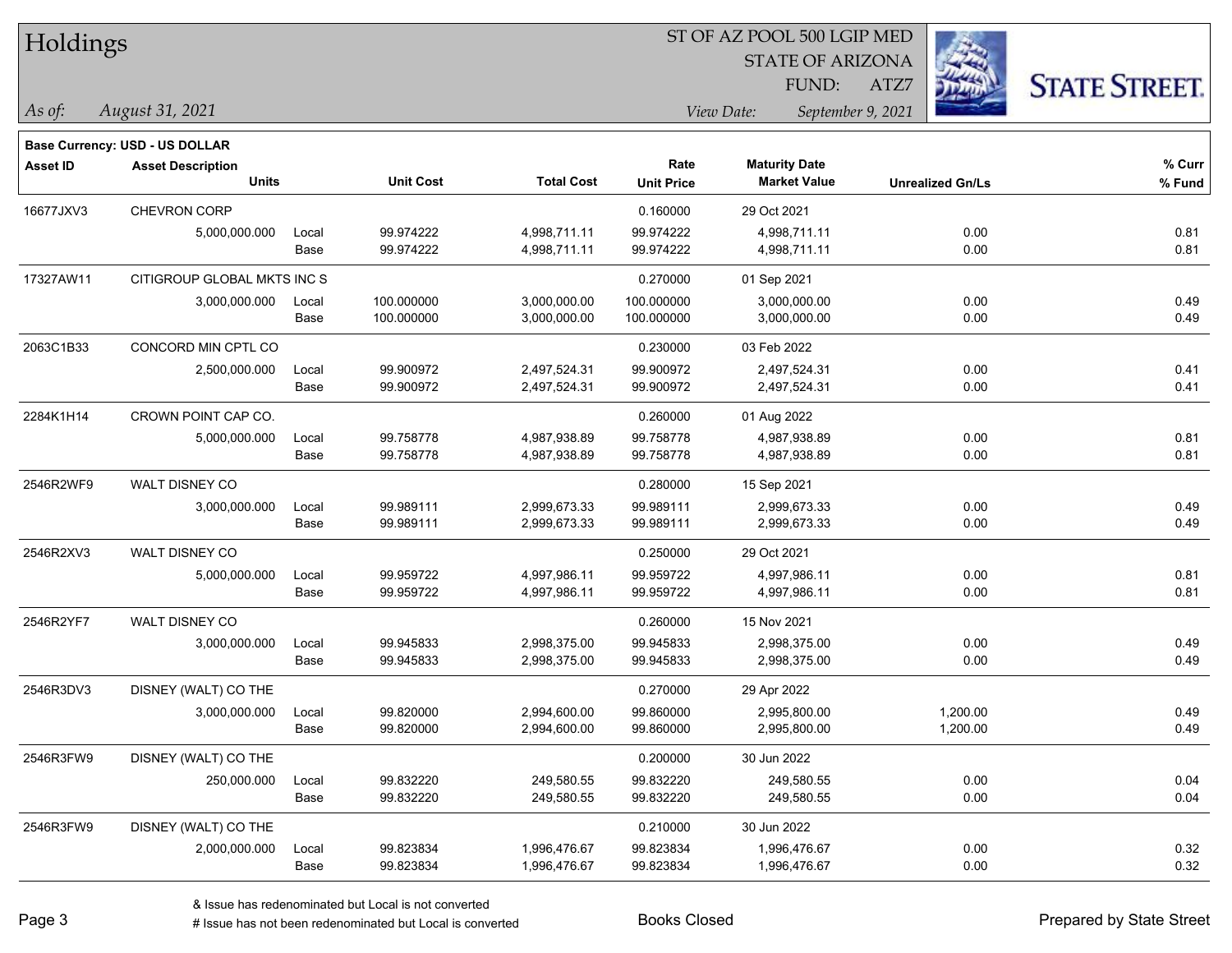# Holdings

ST OF AZ POOL 500 LGIP MED
STATE OF ARIZONA
FUND: ATZ7

*As of: August 31, 2021*

*View Date: September 9, 2021*

**Base Currency: USD - US DOLLAR**

| Asset ID | Asset Description / Units | | Unit Cost | Total Cost | Rate / Unit Price | Maturity Date / Market Value | Unrealized Gn/Ls | % Curr / % Fund |
|---|---|---|---|---|---|---|---|---|
| 16677JXV3 | CHEVRON CORP | | | | 0.160000 | 29 Oct 2021 | | |
| | 5,000,000.000 | Local | 99.974222 | 4,998,711.11 | 99.974222 | 4,998,711.11 | 0.00 | 0.81 |
| | | Base | 99.974222 | 4,998,711.11 | 99.974222 | 4,998,711.11 | 0.00 | 0.81 |
| 17327AW11 | CITIGROUP GLOBAL MKTS INC S | | | | 0.270000 | 01 Sep 2021 | | |
| | 3,000,000.000 | Local | 100.000000 | 3,000,000.00 | 100.000000 | 3,000,000.00 | 0.00 | 0.49 |
| | | Base | 100.000000 | 3,000,000.00 | 100.000000 | 3,000,000.00 | 0.00 | 0.49 |
| 2063C1B33 | CONCORD MIN CPTL CO | | | | 0.230000 | 03 Feb 2022 | | |
| | 2,500,000.000 | Local | 99.900972 | 2,497,524.31 | 99.900972 | 2,497,524.31 | 0.00 | 0.41 |
| | | Base | 99.900972 | 2,497,524.31 | 99.900972 | 2,497,524.31 | 0.00 | 0.41 |
| 2284K1H14 | CROWN POINT CAP CO. | | | | 0.260000 | 01 Aug 2022 | | |
| | 5,000,000.000 | Local | 99.758778 | 4,987,938.89 | 99.758778 | 4,987,938.89 | 0.00 | 0.81 |
| | | Base | 99.758778 | 4,987,938.89 | 99.758778 | 4,987,938.89 | 0.00 | 0.81 |
| 2546R2WF9 | WALT DISNEY CO | | | | 0.280000 | 15 Sep 2021 | | |
| | 3,000,000.000 | Local | 99.989111 | 2,999,673.33 | 99.989111 | 2,999,673.33 | 0.00 | 0.49 |
| | | Base | 99.989111 | 2,999,673.33 | 99.989111 | 2,999,673.33 | 0.00 | 0.49 |
| 2546R2XV3 | WALT DISNEY CO | | | | 0.250000 | 29 Oct 2021 | | |
| | 5,000,000.000 | Local | 99.959722 | 4,997,986.11 | 99.959722 | 4,997,986.11 | 0.00 | 0.81 |
| | | Base | 99.959722 | 4,997,986.11 | 99.959722 | 4,997,986.11 | 0.00 | 0.81 |
| 2546R2YF7 | WALT DISNEY CO | | | | 0.260000 | 15 Nov 2021 | | |
| | 3,000,000.000 | Local | 99.945833 | 2,998,375.00 | 99.945833 | 2,998,375.00 | 0.00 | 0.49 |
| | | Base | 99.945833 | 2,998,375.00 | 99.945833 | 2,998,375.00 | 0.00 | 0.49 |
| 2546R3DV3 | DISNEY (WALT) CO THE | | | | 0.270000 | 29 Apr 2022 | | |
| | 3,000,000.000 | Local | 99.820000 | 2,994,600.00 | 99.860000 | 2,995,800.00 | 1,200.00 | 0.49 |
| | | Base | 99.820000 | 2,994,600.00 | 99.860000 | 2,995,800.00 | 1,200.00 | 0.49 |
| 2546R3FW9 | DISNEY (WALT) CO THE | | | | 0.200000 | 30 Jun 2022 | | |
| | 250,000.000 | Local | 99.832220 | 249,580.55 | 99.832220 | 249,580.55 | 0.00 | 0.04 |
| | | Base | 99.832220 | 249,580.55 | 99.832220 | 249,580.55 | 0.00 | 0.04 |
| 2546R3FW9 | DISNEY (WALT) CO THE | | | | 0.210000 | 30 Jun 2022 | | |
| | 2,000,000.000 | Local | 99.823834 | 1,996,476.67 | 99.823834 | 1,996,476.67 | 0.00 | 0.32 |
| | | Base | 99.823834 | 1,996,476.67 | 99.823834 | 1,996,476.67 | 0.00 | 0.32 |

& Issue has redenominated but Local is not converted
# Issue has not been redenominated but Local is converted

Books Closed

Prepared by State Street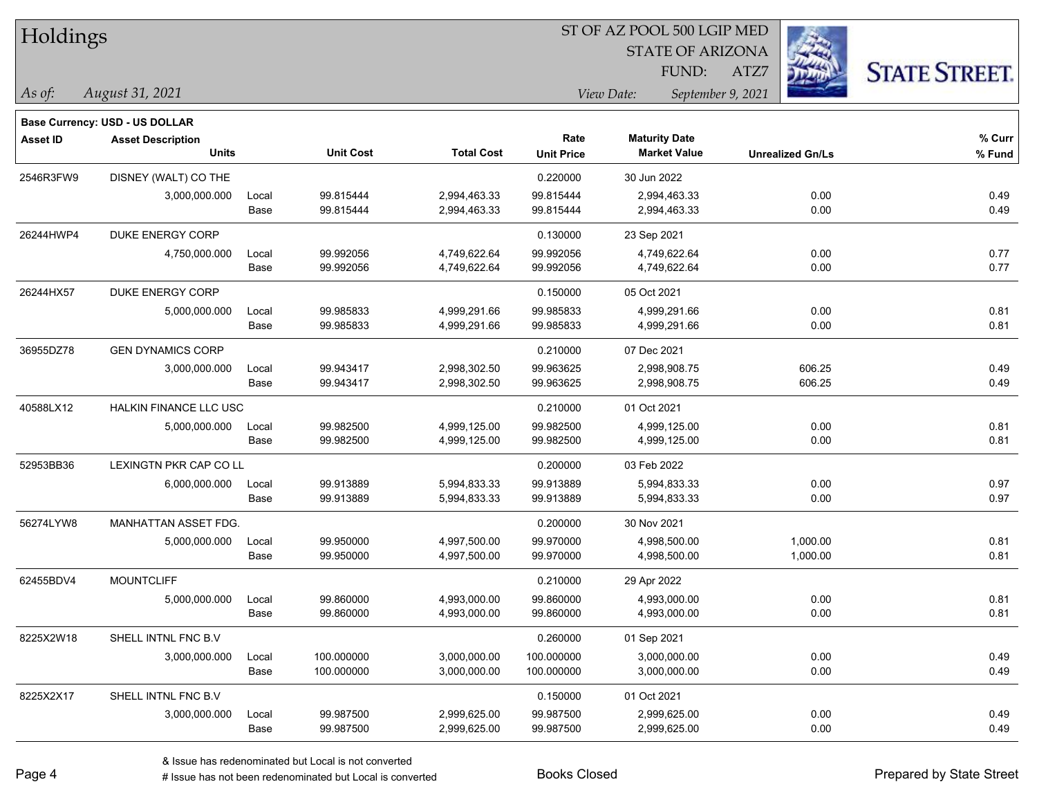# Holdings

ST OF AZ POOL 500 LGIP MED
STATE OF ARIZONA
FUND: ATZ7

*As of: August 31, 2021* *View Date: September 9, 2021*

**Base Currency: USD - US DOLLAR**

| Asset ID | Asset Description / Units | | Unit Cost | Total Cost | Rate / Unit Price | Maturity Date / Market Value | Unrealized Gn/Ls | % Curr / % Fund |
|---|---|---|---|---|---|---|---|---|
| 2546R3FW9 | DISNEY (WALT) CO THE | | | | 0.220000 | 30 Jun 2022 | | |
| | 3,000,000.000 | Local | 99.815444 | 2,994,463.33 | 99.815444 | 2,994,463.33 | 0.00 | 0.49 |
| | | Base | 99.815444 | 2,994,463.33 | 99.815444 | 2,994,463.33 | 0.00 | 0.49 |
| 26244HWP4 | DUKE ENERGY CORP | | | | 0.130000 | 23 Sep 2021 | | |
| | 4,750,000.000 | Local | 99.992056 | 4,749,622.64 | 99.992056 | 4,749,622.64 | 0.00 | 0.77 |
| | | Base | 99.992056 | 4,749,622.64 | 99.992056 | 4,749,622.64 | 0.00 | 0.77 |
| 26244HX57 | DUKE ENERGY CORP | | | | 0.150000 | 05 Oct 2021 | | |
| | 5,000,000.000 | Local | 99.985833 | 4,999,291.66 | 99.985833 | 4,999,291.66 | 0.00 | 0.81 |
| | | Base | 99.985833 | 4,999,291.66 | 99.985833 | 4,999,291.66 | 0.00 | 0.81 |
| 36955DZ78 | GEN DYNAMICS CORP | | | | 0.210000 | 07 Dec 2021 | | |
| | 3,000,000.000 | Local | 99.943417 | 2,998,302.50 | 99.963625 | 2,998,908.75 | 606.25 | 0.49 |
| | | Base | 99.943417 | 2,998,302.50 | 99.963625 | 2,998,908.75 | 606.25 | 0.49 |
| 40588LX12 | HALKIN FINANCE LLC USC | | | | 0.210000 | 01 Oct 2021 | | |
| | 5,000,000.000 | Local | 99.982500 | 4,999,125.00 | 99.982500 | 4,999,125.00 | 0.00 | 0.81 |
| | | Base | 99.982500 | 4,999,125.00 | 99.982500 | 4,999,125.00 | 0.00 | 0.81 |
| 52953BB36 | LEXINGTN PKR CAP CO LL | | | | 0.200000 | 03 Feb 2022 | | |
| | 6,000,000.000 | Local | 99.913889 | 5,994,833.33 | 99.913889 | 5,994,833.33 | 0.00 | 0.97 |
| | | Base | 99.913889 | 5,994,833.33 | 99.913889 | 5,994,833.33 | 0.00 | 0.97 |
| 56274LYW8 | MANHATTAN ASSET FDG. | | | | 0.200000 | 30 Nov 2021 | | |
| | 5,000,000.000 | Local | 99.950000 | 4,997,500.00 | 99.970000 | 4,998,500.00 | 1,000.00 | 0.81 |
| | | Base | 99.950000 | 4,997,500.00 | 99.970000 | 4,998,500.00 | 1,000.00 | 0.81 |
| 62455BDV4 | MOUNTCLIFF | | | | 0.210000 | 29 Apr 2022 | | |
| | 5,000,000.000 | Local | 99.860000 | 4,993,000.00 | 99.860000 | 4,993,000.00 | 0.00 | 0.81 |
| | | Base | 99.860000 | 4,993,000.00 | 99.860000 | 4,993,000.00 | 0.00 | 0.81 |
| 8225X2W18 | SHELL INTNL FNC B.V | | | | 0.260000 | 01 Sep 2021 | | |
| | 3,000,000.000 | Local | 100.000000 | 3,000,000.00 | 100.000000 | 3,000,000.00 | 0.00 | 0.49 |
| | | Base | 100.000000 | 3,000,000.00 | 100.000000 | 3,000,000.00 | 0.00 | 0.49 |
| 8225X2X17 | SHELL INTNL FNC B.V | | | | 0.150000 | 01 Oct 2021 | | |
| | 3,000,000.000 | Local | 99.987500 | 2,999,625.00 | 99.987500 | 2,999,625.00 | 0.00 | 0.49 |
| | | Base | 99.987500 | 2,999,625.00 | 99.987500 | 2,999,625.00 | 0.00 | 0.49 |

& Issue has redenominated but Local is not converted
# Issue has not been redenominated but Local is converted

Books Closed

Prepared by State Street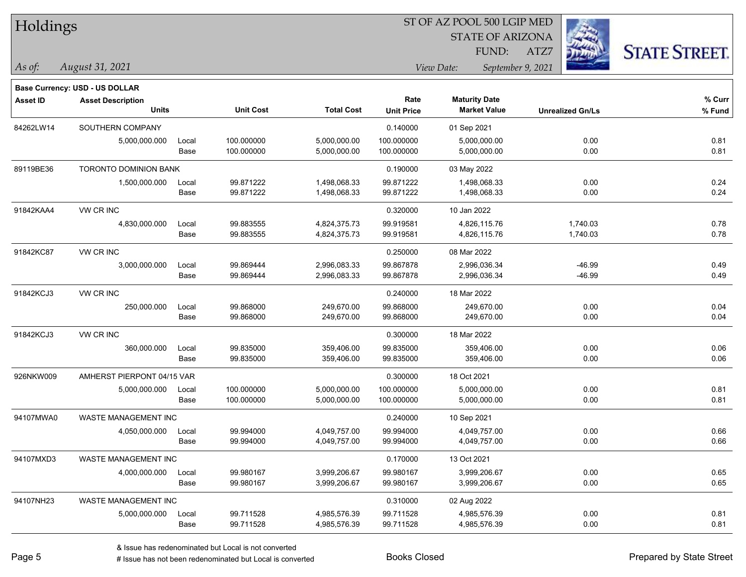# Holdings

ST OF AZ POOL 500 LGIP MED
STATE OF ARIZONA
FUND: ATZ7

*As of:* *August 31, 2021*

*View Date:* *September 9, 2021*

**Base Currency: USD - US DOLLAR**

| Asset ID | Asset Description / Units | | Unit Cost | Total Cost | Rate / Unit Price | Maturity Date / Market Value | Unrealized Gn/Ls | % Curr / % Fund |
|---|---|---|---|---|---|---|---|---|
| 84262LW14 | SOUTHERN COMPANY | | | | 0.140000 | 01 Sep 2021 | | |
| | 5,000,000.000 | Local | 100.000000 | 5,000,000.00 | 100.000000 | 5,000,000.00 | 0.00 | 0.81 |
| | | Base | 100.000000 | 5,000,000.00 | 100.000000 | 5,000,000.00 | 0.00 | 0.81 |
| 89119BE36 | TORONTO DOMINION BANK | | | | 0.190000 | 03 May 2022 | | |
| | 1,500,000.000 | Local | 99.871222 | 1,498,068.33 | 99.871222 | 1,498,068.33 | 0.00 | 0.24 |
| | | Base | 99.871222 | 1,498,068.33 | 99.871222 | 1,498,068.33 | 0.00 | 0.24 |
| 91842KAA4 | VW CR INC | | | | 0.320000 | 10 Jan 2022 | | |
| | 4,830,000.000 | Local | 99.883555 | 4,824,375.73 | 99.919581 | 4,826,115.76 | 1,740.03 | 0.78 |
| | | Base | 99.883555 | 4,824,375.73 | 99.919581 | 4,826,115.76 | 1,740.03 | 0.78 |
| 91842KC87 | VW CR INC | | | | 0.250000 | 08 Mar 2022 | | |
| | 3,000,000.000 | Local | 99.869444 | 2,996,083.33 | 99.867878 | 2,996,036.34 | -46.99 | 0.49 |
| | | Base | 99.869444 | 2,996,083.33 | 99.867878 | 2,996,036.34 | -46.99 | 0.49 |
| 91842KCJ3 | VW CR INC | | | | 0.240000 | 18 Mar 2022 | | |
| | 250,000.000 | Local | 99.868000 | 249,670.00 | 99.868000 | 249,670.00 | 0.00 | 0.04 |
| | | Base | 99.868000 | 249,670.00 | 99.868000 | 249,670.00 | 0.00 | 0.04 |
| 91842KCJ3 | VW CR INC | | | | 0.300000 | 18 Mar 2022 | | |
| | 360,000.000 | Local | 99.835000 | 359,406.00 | 99.835000 | 359,406.00 | 0.00 | 0.06 |
| | | Base | 99.835000 | 359,406.00 | 99.835000 | 359,406.00 | 0.00 | 0.06 |
| 926NKW009 | AMHERST PIERPONT 04/15 VAR | | | | 0.300000 | 18 Oct 2021 | | |
| | 5,000,000.000 | Local | 100.000000 | 5,000,000.00 | 100.000000 | 5,000,000.00 | 0.00 | 0.81 |
| | | Base | 100.000000 | 5,000,000.00 | 100.000000 | 5,000,000.00 | 0.00 | 0.81 |
| 94107MWA0 | WASTE MANAGEMENT INC | | | | 0.240000 | 10 Sep 2021 | | |
| | 4,050,000.000 | Local | 99.994000 | 4,049,757.00 | 99.994000 | 4,049,757.00 | 0.00 | 0.66 |
| | | Base | 99.994000 | 4,049,757.00 | 99.994000 | 4,049,757.00 | 0.00 | 0.66 |
| 94107MXD3 | WASTE MANAGEMENT INC | | | | 0.170000 | 13 Oct 2021 | | |
| | 4,000,000.000 | Local | 99.980167 | 3,999,206.67 | 99.980167 | 3,999,206.67 | 0.00 | 0.65 |
| | | Base | 99.980167 | 3,999,206.67 | 99.980167 | 3,999,206.67 | 0.00 | 0.65 |
| 94107NH23 | WASTE MANAGEMENT INC | | | | 0.310000 | 02 Aug 2022 | | |
| | 5,000,000.000 | Local | 99.711528 | 4,985,576.39 | 99.711528 | 4,985,576.39 | 0.00 | 0.81 |
| | | Base | 99.711528 | 4,985,576.39 | 99.711528 | 4,985,576.39 | 0.00 | 0.81 |

& Issue has redenominated but Local is not converted
# Issue has not been redenominated but Local is converted

Books Closed

Prepared by State Street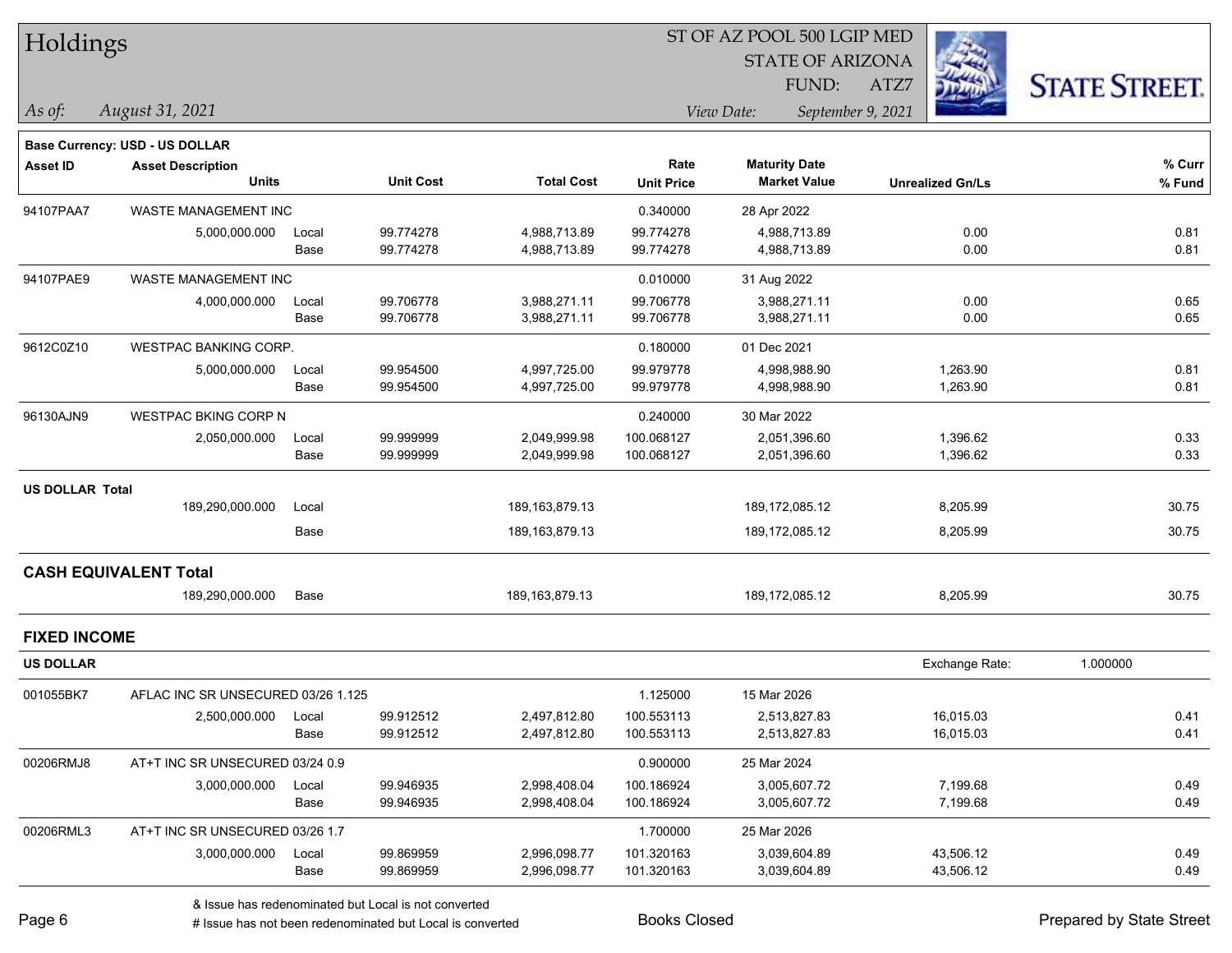# Holdings

ST OF AZ POOL 500 LGIP MED
STATE OF ARIZONA
FUND: ATZ7

*As of:* *August 31, 2021*

*View Date:* *September 9, 2021*

**Base Currency: USD - US DOLLAR**

| Asset ID | Asset Description / Units | | Unit Cost | Total Cost | Rate / Unit Price | Maturity Date / Market Value | Unrealized Gn/Ls | % Curr / % Fund |
|---|---|---|---|---|---|---|---|---|
| 94107PAA7 | WASTE MANAGEMENT INC | | | | 0.340000 | 28 Apr 2022 | | |
| | 5,000,000.000 | Local | 99.774278 | 4,988,713.89 | 99.774278 | 4,988,713.89 | 0.00 | 0.81 |
| | | Base | 99.774278 | 4,988,713.89 | 99.774278 | 4,988,713.89 | 0.00 | 0.81 |
| 94107PAE9 | WASTE MANAGEMENT INC | | | | 0.010000 | 31 Aug 2022 | | |
| | 4,000,000.000 | Local | 99.706778 | 3,988,271.11 | 99.706778 | 3,988,271.11 | 0.00 | 0.65 |
| | | Base | 99.706778 | 3,988,271.11 | 99.706778 | 3,988,271.11 | 0.00 | 0.65 |
| 9612C0Z10 | WESTPAC BANKING CORP. | | | | 0.180000 | 01 Dec 2021 | | |
| | 5,000,000.000 | Local | 99.954500 | 4,997,725.00 | 99.979778 | 4,998,988.90 | 1,263.90 | 0.81 |
| | | Base | 99.954500 | 4,997,725.00 | 99.979778 | 4,998,988.90 | 1,263.90 | 0.81 |
| 96130AJN9 | WESTPAC BKING CORP N | | | | 0.240000 | 30 Mar 2022 | | |
| | 2,050,000.000 | Local | 99.999999 | 2,049,999.98 | 100.068127 | 2,051,396.60 | 1,396.62 | 0.33 |
| | | Base | 99.999999 | 2,049,999.98 | 100.068127 | 2,051,396.60 | 1,396.62 | 0.33 |
| **US DOLLAR Total** | | | | | | | | |
| | 189,290,000.000 | Local | | 189,163,879.13 | | 189,172,085.12 | 8,205.99 | 30.75 |
| | | Base | | 189,163,879.13 | | 189,172,085.12 | 8,205.99 | 30.75 |

## CASH EQUIVALENT Total

| Units | | Total Cost | Market Value | Unrealized Gn/Ls | % Fund |
|---|---|---|---|---|---|
| 189,290,000.000 | Base | 189,163,879.13 | 189,172,085.12 | 8,205.99 | 30.75 |

## FIXED INCOME

**US DOLLAR** — Exchange Rate: 1.000000

| Asset ID | Asset Description / Units | | Unit Cost | Total Cost | Rate / Unit Price | Maturity Date / Market Value | Unrealized Gn/Ls | % Curr / % Fund |
|---|---|---|---|---|---|---|---|---|
| 001055BK7 | AFLAC INC SR UNSECURED 03/26 1.125 | | | | 1.125000 | 15 Mar 2026 | | |
| | 2,500,000.000 | Local | 99.912512 | 2,497,812.80 | 100.553113 | 2,513,827.83 | 16,015.03 | 0.41 |
| | | Base | 99.912512 | 2,497,812.80 | 100.553113 | 2,513,827.83 | 16,015.03 | 0.41 |
| 00206RMJ8 | AT+T INC SR UNSECURED 03/24 0.9 | | | | 0.900000 | 25 Mar 2024 | | |
| | 3,000,000.000 | Local | 99.946935 | 2,998,408.04 | 100.186924 | 3,005,607.72 | 7,199.68 | 0.49 |
| | | Base | 99.946935 | 2,998,408.04 | 100.186924 | 3,005,607.72 | 7,199.68 | 0.49 |
| 00206RML3 | AT+T INC SR UNSECURED 03/26 1.7 | | | | 1.700000 | 25 Mar 2026 | | |
| | 3,000,000.000 | Local | 99.869959 | 2,996,098.77 | 101.320163 | 3,039,604.89 | 43,506.12 | 0.49 |
| | | Base | 99.869959 | 2,996,098.77 | 101.320163 | 3,039,604.89 | 43,506.12 | 0.49 |

& Issue has redenominated but Local is not converted
# Issue has not been redenominated but Local is converted

Books Closed

Prepared by State Street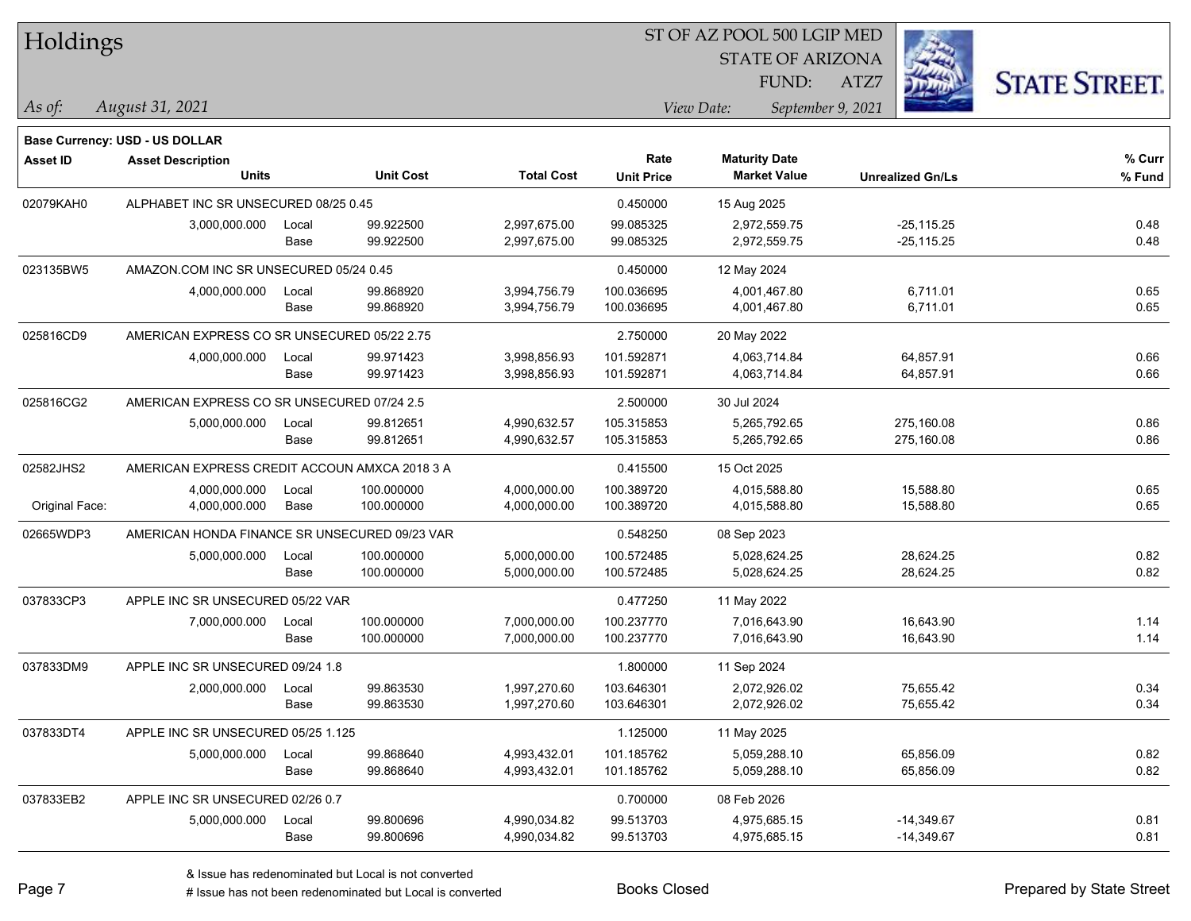# Holdings

ST OF AZ POOL 500 LGIP MED
STATE OF ARIZONA
FUND: ATZ7

*As of:* *August 31, 2021*
*View Date:* *September 9, 2021*

**Base Currency: USD - US DOLLAR**

| Asset ID | Asset Description / Units | | Unit Cost | Total Cost | Rate / Unit Price | Maturity Date / Market Value | Unrealized Gn/Ls | % Curr / % Fund |
|---|---|---|---|---|---|---|---|---|
| 02079KAH0 | ALPHABET INC SR UNSECURED 08/25 0.45 | | | | 0.450000 | 15 Aug 2025 | | |
| | 3,000,000.000 | Local | 99.922500 | 2,997,675.00 | 99.085325 | 2,972,559.75 | -25,115.25 | 0.48 |
| | | Base | 99.922500 | 2,997,675.00 | 99.085325 | 2,972,559.75 | -25,115.25 | 0.48 |
| 023135BW5 | AMAZON.COM INC SR UNSECURED 05/24 0.45 | | | | 0.450000 | 12 May 2024 | | |
| | 4,000,000.000 | Local | 99.868920 | 3,994,756.79 | 100.036695 | 4,001,467.80 | 6,711.01 | 0.65 |
| | | Base | 99.868920 | 3,994,756.79 | 100.036695 | 4,001,467.80 | 6,711.01 | 0.65 |
| 025816CD9 | AMERICAN EXPRESS CO SR UNSECURED 05/22 2.75 | | | | 2.750000 | 20 May 2022 | | |
| | 4,000,000.000 | Local | 99.971423 | 3,998,856.93 | 101.592871 | 4,063,714.84 | 64,857.91 | 0.66 |
| | | Base | 99.971423 | 3,998,856.93 | 101.592871 | 4,063,714.84 | 64,857.91 | 0.66 |
| 025816CG2 | AMERICAN EXPRESS CO SR UNSECURED 07/24 2.5 | | | | 2.500000 | 30 Jul 2024 | | |
| | 5,000,000.000 | Local | 99.812651 | 4,990,632.57 | 105.315853 | 5,265,792.65 | 275,160.08 | 0.86 |
| | | Base | 99.812651 | 4,990,632.57 | 105.315853 | 5,265,792.65 | 275,160.08 | 0.86 |
| 02582JHS2 | AMERICAN EXPRESS CREDIT ACCOUN AMXCA 2018 3 A | | | | 0.415500 | 15 Oct 2025 | | |
| | 4,000,000.000 | Local | 100.000000 | 4,000,000.00 | 100.389720 | 4,015,588.80 | 15,588.80 | 0.65 |
| Original Face: | 4,000,000.000 | Base | 100.000000 | 4,000,000.00 | 100.389720 | 4,015,588.80 | 15,588.80 | 0.65 |
| 02665WDP3 | AMERICAN HONDA FINANCE SR UNSECURED 09/23 VAR | | | | 0.548250 | 08 Sep 2023 | | |
| | 5,000,000.000 | Local | 100.000000 | 5,000,000.00 | 100.572485 | 5,028,624.25 | 28,624.25 | 0.82 |
| | | Base | 100.000000 | 5,000,000.00 | 100.572485 | 5,028,624.25 | 28,624.25 | 0.82 |
| 037833CP3 | APPLE INC SR UNSECURED 05/22 VAR | | | | 0.477250 | 11 May 2022 | | |
| | 7,000,000.000 | Local | 100.000000 | 7,000,000.00 | 100.237770 | 7,016,643.90 | 16,643.90 | 1.14 |
| | | Base | 100.000000 | 7,000,000.00 | 100.237770 | 7,016,643.90 | 16,643.90 | 1.14 |
| 037833DM9 | APPLE INC SR UNSECURED 09/24 1.8 | | | | 1.800000 | 11 Sep 2024 | | |
| | 2,000,000.000 | Local | 99.863530 | 1,997,270.60 | 103.646301 | 2,072,926.02 | 75,655.42 | 0.34 |
| | | Base | 99.863530 | 1,997,270.60 | 103.646301 | 2,072,926.02 | 75,655.42 | 0.34 |
| 037833DT4 | APPLE INC SR UNSECURED 05/25 1.125 | | | | 1.125000 | 11 May 2025 | | |
| | 5,000,000.000 | Local | 99.868640 | 4,993,432.01 | 101.185762 | 5,059,288.10 | 65,856.09 | 0.82 |
| | | Base | 99.868640 | 4,993,432.01 | 101.185762 | 5,059,288.10 | 65,856.09 | 0.82 |
| 037833EB2 | APPLE INC SR UNSECURED 02/26 0.7 | | | | 0.700000 | 08 Feb 2026 | | |
| | 5,000,000.000 | Local | 99.800696 | 4,990,034.82 | 99.513703 | 4,975,685.15 | -14,349.67 | 0.81 |
| | | Base | 99.800696 | 4,990,034.82 | 99.513703 | 4,975,685.15 | -14,349.67 | 0.81 |

& Issue has redenominated but Local is not converted
# Issue has not been redenominated but Local is converted

Books Closed

Prepared by State Street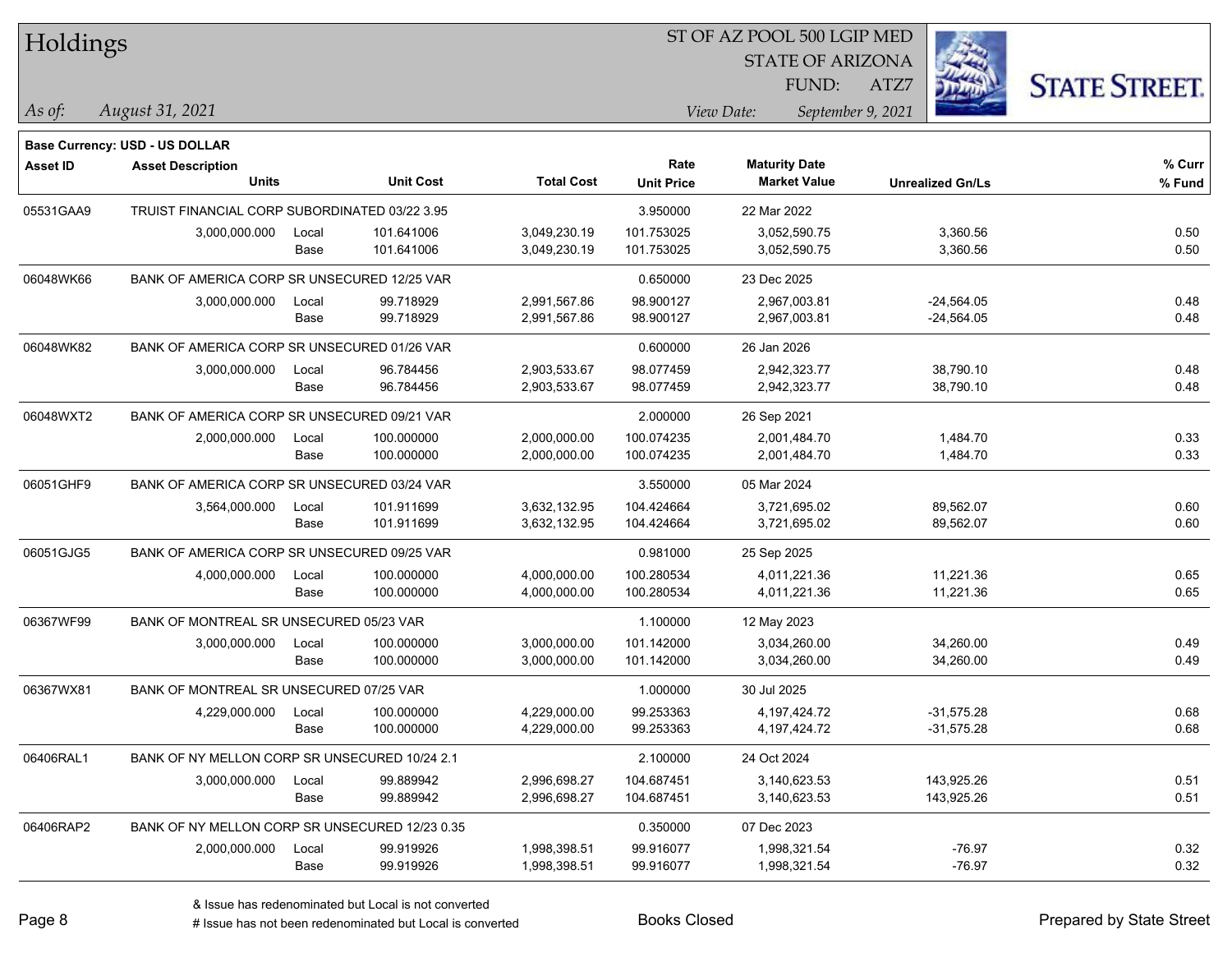# Holdings

ST OF AZ POOL 500 LGIP MED
STATE OF ARIZONA
FUND: ATZ7

*As of:* *August 31, 2021*

*View Date:* *September 9, 2021*

**Base Currency: USD - US DOLLAR**

| Asset ID | Asset Description / Units | | Unit Cost | Total Cost | Rate / Unit Price | Maturity Date / Market Value | Unrealized Gn/Ls | % Curr / % Fund |
|---|---|---|---|---|---|---|---|---|
| 05531GAA9 | TRUIST FINANCIAL CORP SUBORDINATED 03/22 3.95 | | | | 3.950000 | 22 Mar 2022 | | |
| | 3,000,000.000 | Local | 101.641006 | 3,049,230.19 | 101.753025 | 3,052,590.75 | 3,360.56 | 0.50 |
| | | Base | 101.641006 | 3,049,230.19 | 101.753025 | 3,052,590.75 | 3,360.56 | 0.50 |
| 06048WK66 | BANK OF AMERICA CORP SR UNSECURED 12/25 VAR | | | | 0.650000 | 23 Dec 2025 | | |
| | 3,000,000.000 | Local | 99.718929 | 2,991,567.86 | 98.900127 | 2,967,003.81 | -24,564.05 | 0.48 |
| | | Base | 99.718929 | 2,991,567.86 | 98.900127 | 2,967,003.81 | -24,564.05 | 0.48 |
| 06048WK82 | BANK OF AMERICA CORP SR UNSECURED 01/26 VAR | | | | 0.600000 | 26 Jan 2026 | | |
| | 3,000,000.000 | Local | 96.784456 | 2,903,533.67 | 98.077459 | 2,942,323.77 | 38,790.10 | 0.48 |
| | | Base | 96.784456 | 2,903,533.67 | 98.077459 | 2,942,323.77 | 38,790.10 | 0.48 |
| 06048WXT2 | BANK OF AMERICA CORP SR UNSECURED 09/21 VAR | | | | 2.000000 | 26 Sep 2021 | | |
| | 2,000,000.000 | Local | 100.000000 | 2,000,000.00 | 100.074235 | 2,001,484.70 | 1,484.70 | 0.33 |
| | | Base | 100.000000 | 2,000,000.00 | 100.074235 | 2,001,484.70 | 1,484.70 | 0.33 |
| 06051GHF9 | BANK OF AMERICA CORP SR UNSECURED 03/24 VAR | | | | 3.550000 | 05 Mar 2024 | | |
| | 3,564,000.000 | Local | 101.911699 | 3,632,132.95 | 104.424664 | 3,721,695.02 | 89,562.07 | 0.60 |
| | | Base | 101.911699 | 3,632,132.95 | 104.424664 | 3,721,695.02 | 89,562.07 | 0.60 |
| 06051GJG5 | BANK OF AMERICA CORP SR UNSECURED 09/25 VAR | | | | 0.981000 | 25 Sep 2025 | | |
| | 4,000,000.000 | Local | 100.000000 | 4,000,000.00 | 100.280534 | 4,011,221.36 | 11,221.36 | 0.65 |
| | | Base | 100.000000 | 4,000,000.00 | 100.280534 | 4,011,221.36 | 11,221.36 | 0.65 |
| 06367WF99 | BANK OF MONTREAL SR UNSECURED 05/23 VAR | | | | 1.100000 | 12 May 2023 | | |
| | 3,000,000.000 | Local | 100.000000 | 3,000,000.00 | 101.142000 | 3,034,260.00 | 34,260.00 | 0.49 |
| | | Base | 100.000000 | 3,000,000.00 | 101.142000 | 3,034,260.00 | 34,260.00 | 0.49 |
| 06367WX81 | BANK OF MONTREAL SR UNSECURED 07/25 VAR | | | | 1.000000 | 30 Jul 2025 | | |
| | 4,229,000.000 | Local | 100.000000 | 4,229,000.00 | 99.253363 | 4,197,424.72 | -31,575.28 | 0.68 |
| | | Base | 100.000000 | 4,229,000.00 | 99.253363 | 4,197,424.72 | -31,575.28 | 0.68 |
| 06406RAL1 | BANK OF NY MELLON CORP SR UNSECURED 10/24 2.1 | | | | 2.100000 | 24 Oct 2024 | | |
| | 3,000,000.000 | Local | 99.889942 | 2,996,698.27 | 104.687451 | 3,140,623.53 | 143,925.26 | 0.51 |
| | | Base | 99.889942 | 2,996,698.27 | 104.687451 | 3,140,623.53 | 143,925.26 | 0.51 |
| 06406RAP2 | BANK OF NY MELLON CORP SR UNSECURED 12/23 0.35 | | | | 0.350000 | 07 Dec 2023 | | |
| | 2,000,000.000 | Local | 99.919926 | 1,998,398.51 | 99.916077 | 1,998,321.54 | -76.97 | 0.32 |
| | | Base | 99.919926 | 1,998,398.51 | 99.916077 | 1,998,321.54 | -76.97 | 0.32 |

& Issue has redenominated but Local is not converted
# Issue has not been redenominated but Local is converted

Books Closed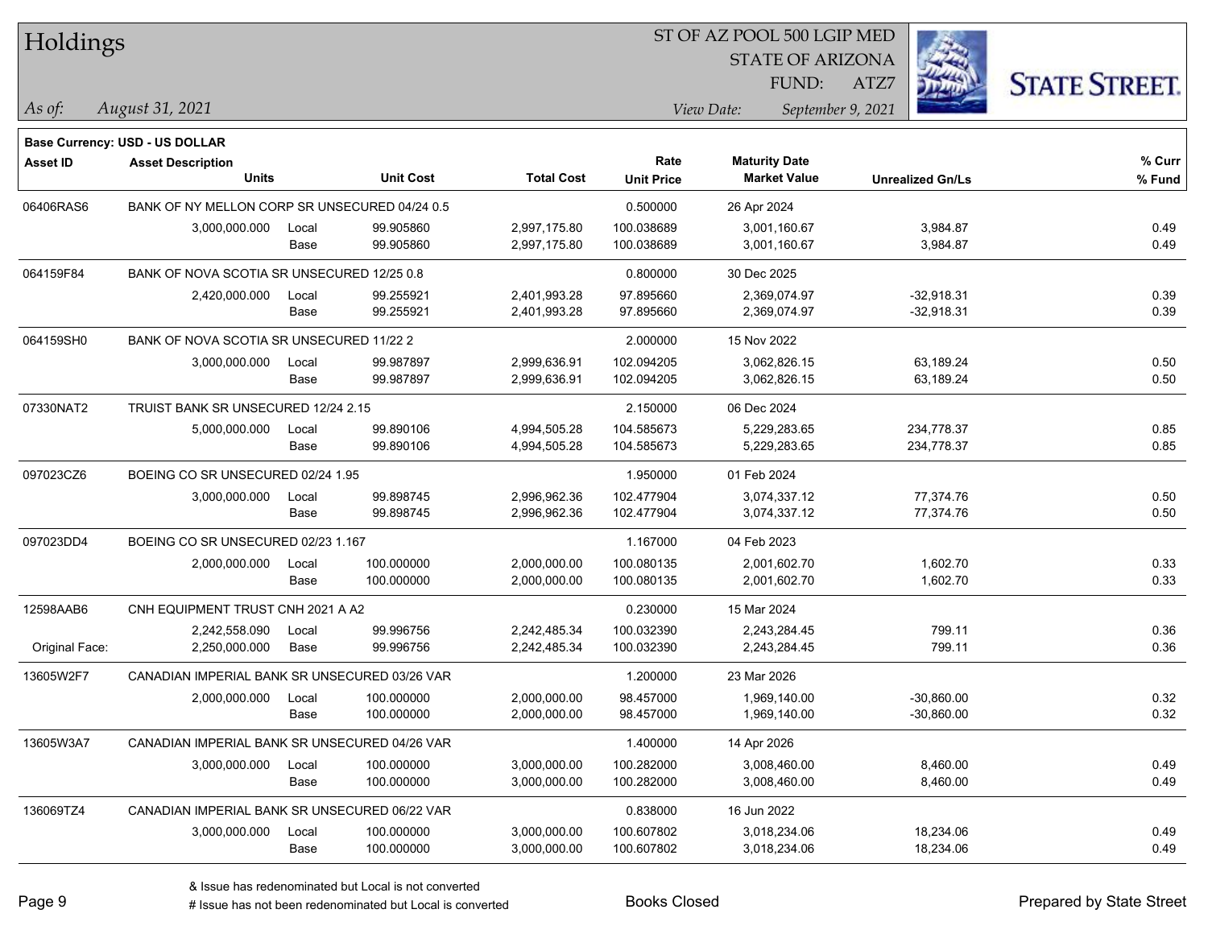# Holdings

ST OF AZ POOL 500 LGIP MED
STATE OF ARIZONA
FUND: ATZ7

*As of:* *August 31, 2021*

*View Date:* *September 9, 2021*

**Base Currency: USD - US DOLLAR**

| Asset ID | Asset Description / Units | | Unit Cost | Total Cost | Rate / Unit Price | Maturity Date / Market Value | Unrealized Gn/Ls | % Curr / % Fund |
|---|---|---|---|---|---|---|---|---|
| 06406RAS6 | BANK OF NY MELLON CORP SR UNSECURED 04/24 0.5 | | | | 0.500000 | 26 Apr 2024 | | |
| | 3,000,000.000 | Local | 99.905860 | 2,997,175.80 | 100.038689 | 3,001,160.67 | 3,984.87 | 0.49 |
| | | Base | 99.905860 | 2,997,175.80 | 100.038689 | 3,001,160.67 | 3,984.87 | 0.49 |
| 064159F84 | BANK OF NOVA SCOTIA SR UNSECURED 12/25 0.8 | | | | 0.800000 | 30 Dec 2025 | | |
| | 2,420,000.000 | Local | 99.255921 | 2,401,993.28 | 97.895660 | 2,369,074.97 | -32,918.31 | 0.39 |
| | | Base | 99.255921 | 2,401,993.28 | 97.895660 | 2,369,074.97 | -32,918.31 | 0.39 |
| 064159SH0 | BANK OF NOVA SCOTIA SR UNSECURED 11/22 2 | | | | 2.000000 | 15 Nov 2022 | | |
| | 3,000,000.000 | Local | 99.987897 | 2,999,636.91 | 102.094205 | 3,062,826.15 | 63,189.24 | 0.50 |
| | | Base | 99.987897 | 2,999,636.91 | 102.094205 | 3,062,826.15 | 63,189.24 | 0.50 |
| 07330NAT2 | TRUIST BANK SR UNSECURED 12/24 2.15 | | | | 2.150000 | 06 Dec 2024 | | |
| | 5,000,000.000 | Local | 99.890106 | 4,994,505.28 | 104.585673 | 5,229,283.65 | 234,778.37 | 0.85 |
| | | Base | 99.890106 | 4,994,505.28 | 104.585673 | 5,229,283.65 | 234,778.37 | 0.85 |
| 097023CZ6 | BOEING CO SR UNSECURED 02/24 1.95 | | | | 1.950000 | 01 Feb 2024 | | |
| | 3,000,000.000 | Local | 99.898745 | 2,996,962.36 | 102.477904 | 3,074,337.12 | 77,374.76 | 0.50 |
| | | Base | 99.898745 | 2,996,962.36 | 102.477904 | 3,074,337.12 | 77,374.76 | 0.50 |
| 097023DD4 | BOEING CO SR UNSECURED 02/23 1.167 | | | | 1.167000 | 04 Feb 2023 | | |
| | 2,000,000.000 | Local | 100.000000 | 2,000,000.00 | 100.080135 | 2,001,602.70 | 1,602.70 | 0.33 |
| | | Base | 100.000000 | 2,000,000.00 | 100.080135 | 2,001,602.70 | 1,602.70 | 0.33 |
| 12598AAB6 | CNH EQUIPMENT TRUST CNH 2021 A A2 | | | | 0.230000 | 15 Mar 2024 | | |
| | 2,242,558.090 | Local | 99.996756 | 2,242,485.34 | 100.032390 | 2,243,284.45 | 799.11 | 0.36 |
| Original Face: | 2,250,000.000 | Base | 99.996756 | 2,242,485.34 | 100.032390 | 2,243,284.45 | 799.11 | 0.36 |
| 13605W2F7 | CANADIAN IMPERIAL BANK SR UNSECURED 03/26 VAR | | | | 1.200000 | 23 Mar 2026 | | |
| | 2,000,000.000 | Local | 100.000000 | 2,000,000.00 | 98.457000 | 1,969,140.00 | -30,860.00 | 0.32 |
| | | Base | 100.000000 | 2,000,000.00 | 98.457000 | 1,969,140.00 | -30,860.00 | 0.32 |
| 13605W3A7 | CANADIAN IMPERIAL BANK SR UNSECURED 04/26 VAR | | | | 1.400000 | 14 Apr 2026 | | |
| | 3,000,000.000 | Local | 100.000000 | 3,000,000.00 | 100.282000 | 3,008,460.00 | 8,460.00 | 0.49 |
| | | Base | 100.000000 | 3,000,000.00 | 100.282000 | 3,008,460.00 | 8,460.00 | 0.49 |
| 136069TZ4 | CANADIAN IMPERIAL BANK SR UNSECURED 06/22 VAR | | | | 0.838000 | 16 Jun 2022 | | |
| | 3,000,000.000 | Local | 100.000000 | 3,000,000.00 | 100.607802 | 3,018,234.06 | 18,234.06 | 0.49 |
| | | Base | 100.000000 | 3,000,000.00 | 100.607802 | 3,018,234.06 | 18,234.06 | 0.49 |

& Issue has redenominated but Local is not converted
# Issue has not been redenominated but Local is converted

Books Closed

Prepared by State Street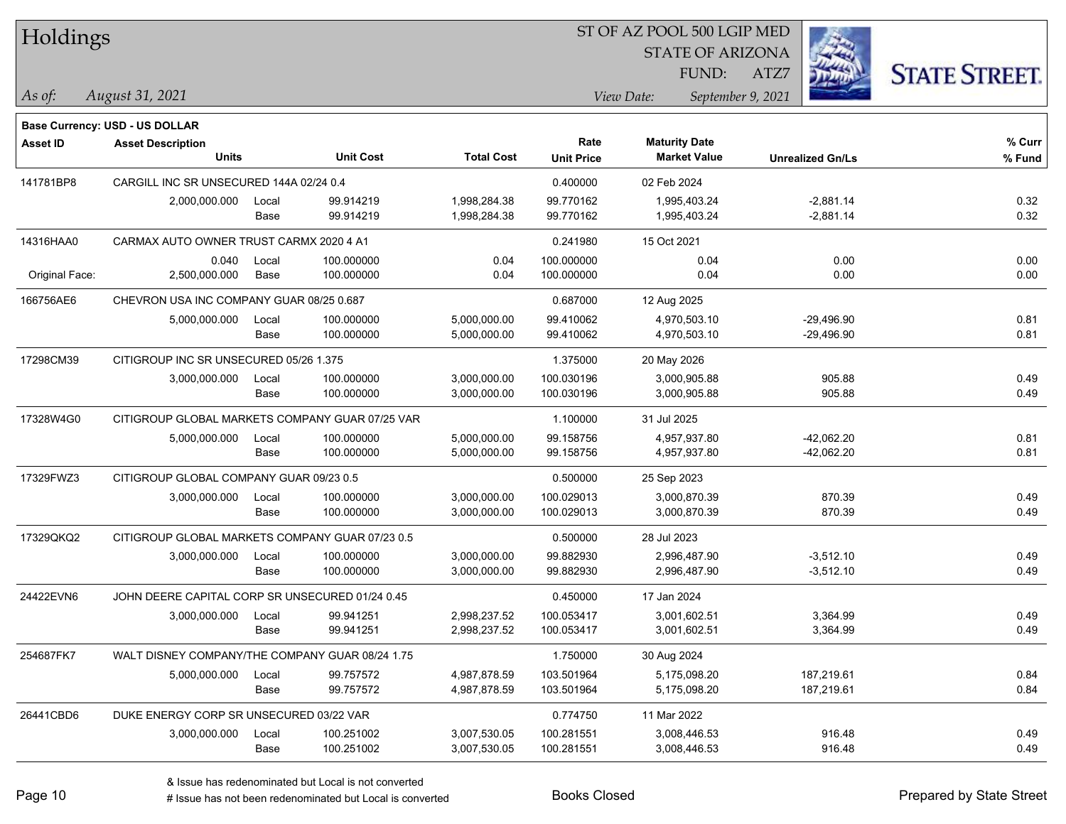**Base Currency: USD - US DOLLAR**

| Asset ID | Asset Description / Units | | Unit Cost | Total Cost | Rate / Unit Price | Maturity Date / Market Value | Unrealized Gn/Ls | % Curr / % Fund |
|---|---|---|---|---|---|---|---|---|
| 141781BP8 | CARGILL INC SR UNSECURED 144A 02/24 0.4 | | | | 0.400000 | 02 Feb 2024 | | |
| | 2,000,000.000 | Local | 99.914219 | 1,998,284.38 | 99.770162 | 1,995,403.24 | -2,881.14 | 0.32 |
| | | Base | 99.914219 | 1,998,284.38 | 99.770162 | 1,995,403.24 | -2,881.14 | 0.32 |
| 14316HAA0 | CARMAX AUTO OWNER TRUST CARMX 2020 4 A1 | | | | 0.241980 | 15 Oct 2021 | | |
| | 0.040 | Local | 100.000000 | 0.04 | 100.000000 | 0.04 | 0.00 | 0.00 |
| Original Face: | 2,500,000.000 | Base | 100.000000 | 0.04 | 100.000000 | 0.04 | 0.00 | 0.00 |
| 166756AE6 | CHEVRON USA INC COMPANY GUAR 08/25 0.687 | | | | 0.687000 | 12 Aug 2025 | | |
| | 5,000,000.000 | Local | 100.000000 | 5,000,000.00 | 99.410062 | 4,970,503.10 | -29,496.90 | 0.81 |
| | | Base | 100.000000 | 5,000,000.00 | 99.410062 | 4,970,503.10 | -29,496.90 | 0.81 |
| 17298CM39 | CITIGROUP INC SR UNSECURED 05/26 1.375 | | | | 1.375000 | 20 May 2026 | | |
| | 3,000,000.000 | Local | 100.000000 | 3,000,000.00 | 100.030196 | 3,000,905.88 | 905.88 | 0.49 |
| | | Base | 100.000000 | 3,000,000.00 | 100.030196 | 3,000,905.88 | 905.88 | 0.49 |
| 17328W4G0 | CITIGROUP GLOBAL MARKETS COMPANY GUAR 07/25 VAR | | | | 1.100000 | 31 Jul 2025 | | |
| | 5,000,000.000 | Local | 100.000000 | 5,000,000.00 | 99.158756 | 4,957,937.80 | -42,062.20 | 0.81 |
| | | Base | 100.000000 | 5,000,000.00 | 99.158756 | 4,957,937.80 | -42,062.20 | 0.81 |
| 17329FWZ3 | CITIGROUP GLOBAL COMPANY GUAR 09/23 0.5 | | | | 0.500000 | 25 Sep 2023 | | |
| | 3,000,000.000 | Local | 100.000000 | 3,000,000.00 | 100.029013 | 3,000,870.39 | 870.39 | 0.49 |
| | | Base | 100.000000 | 3,000,000.00 | 100.029013 | 3,000,870.39 | 870.39 | 0.49 |
| 17329QKQ2 | CITIGROUP GLOBAL MARKETS COMPANY GUAR 07/23 0.5 | | | | 0.500000 | 28 Jul 2023 | | |
| | 3,000,000.000 | Local | 100.000000 | 3,000,000.00 | 99.882930 | 2,996,487.90 | -3,512.10 | 0.49 |
| | | Base | 100.000000 | 3,000,000.00 | 99.882930 | 2,996,487.90 | -3,512.10 | 0.49 |
| 24422EVN6 | JOHN DEERE CAPITAL CORP SR UNSECURED 01/24 0.45 | | | | 0.450000 | 17 Jan 2024 | | |
| | 3,000,000.000 | Local | 99.941251 | 2,998,237.52 | 100.053417 | 3,001,602.51 | 3,364.99 | 0.49 |
| | | Base | 99.941251 | 2,998,237.52 | 100.053417 | 3,001,602.51 | 3,364.99 | 0.49 |
| 254687FK7 | WALT DISNEY COMPANY/THE COMPANY GUAR 08/24 1.75 | | | | 1.750000 | 30 Aug 2024 | | |
| | 5,000,000.000 | Local | 99.757572 | 4,987,878.59 | 103.501964 | 5,175,098.20 | 187,219.61 | 0.84 |
| | | Base | 99.757572 | 4,987,878.59 | 103.501964 | 5,175,098.20 | 187,219.61 | 0.84 |
| 26441CBD6 | DUKE ENERGY CORP SR UNSECURED 03/22 VAR | | | | 0.774750 | 11 Mar 2022 | | |
| | 3,000,000.000 | Local | 100.251002 | 3,007,530.05 | 100.281551 | 3,008,446.53 | 916.48 | 0.49 |
| | | Base | 100.251002 | 3,007,530.05 | 100.281551 | 3,008,446.53 | 916.48 | 0.49 |

& Issue has redenominated but Local is not converted
# Issue has not been redenominated but Local is converted

Books Closed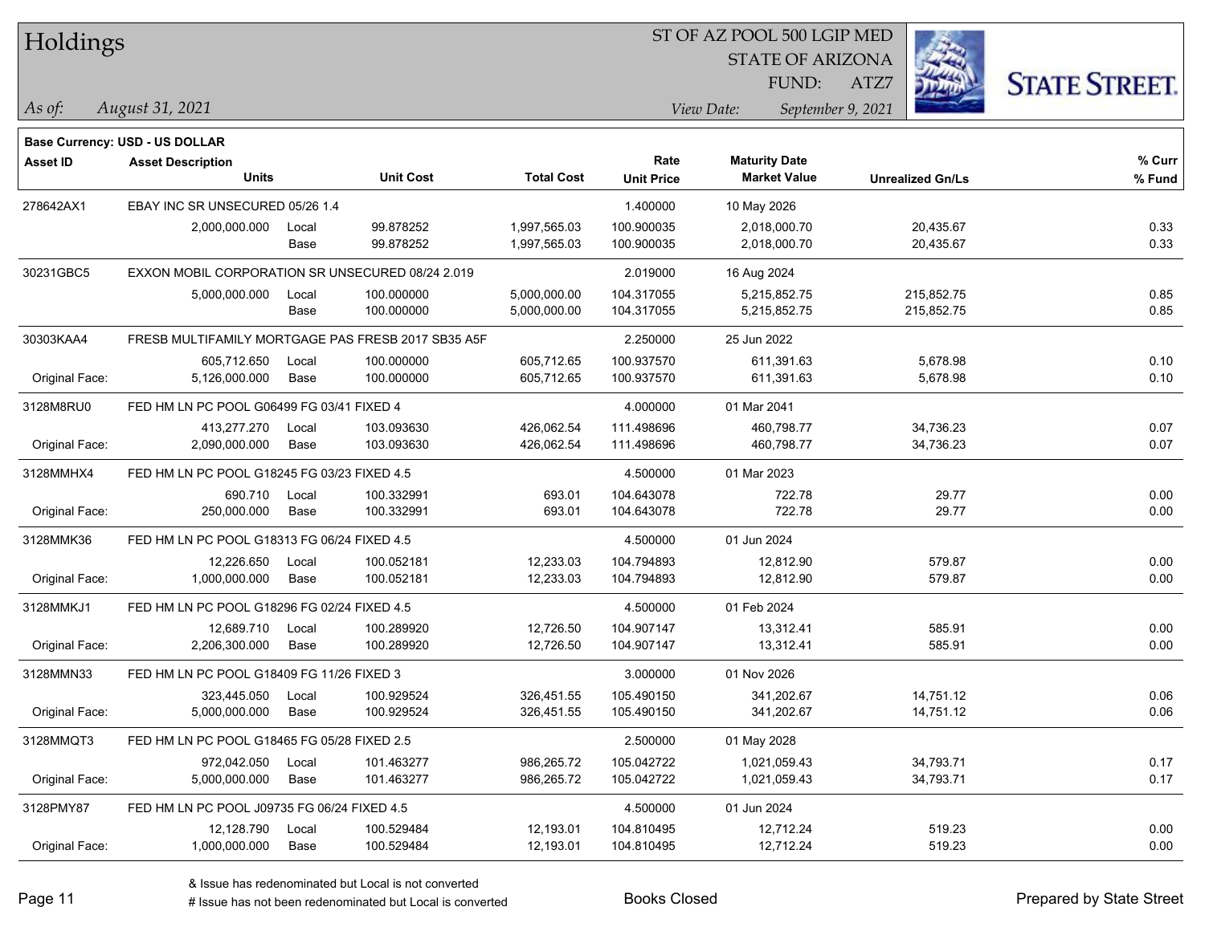# Holdings

ST OF AZ POOL 500 LGIP MED
STATE OF ARIZONA
FUND: ATZ7

*As of:* *August 31, 2021*

*View Date:* *September 9, 2021*

**Base Currency: USD - US DOLLAR**

| Asset ID | Asset Description / Units | | Unit Cost | Total Cost | Rate / Unit Price | Maturity Date / Market Value | Unrealized Gn/Ls | % Curr / % Fund |
|---|---|---|---|---|---|---|---|---|
| 278642AX1 | EBAY INC SR UNSECURED 05/26 1.4 | | | | 1.400000 | 10 May 2026 | | |
| | 2,000,000.000 | Local | 99.878252 | 1,997,565.03 | 100.900035 | 2,018,000.70 | 20,435.67 | 0.33 |
| | | Base | 99.878252 | 1,997,565.03 | 100.900035 | 2,018,000.70 | 20,435.67 | 0.33 |
| 30231GBC5 | EXXON MOBIL CORPORATION SR UNSECURED 08/24 2.019 | | | | 2.019000 | 16 Aug 2024 | | |
| | 5,000,000.000 | Local | 100.000000 | 5,000,000.00 | 104.317055 | 5,215,852.75 | 215,852.75 | 0.85 |
| | | Base | 100.000000 | 5,000,000.00 | 104.317055 | 5,215,852.75 | 215,852.75 | 0.85 |
| 30303KAA4 | FRESB MULTIFAMILY MORTGAGE PAS FRESB 2017 SB35 A5F | | | | 2.250000 | 25 Jun 2022 | | |
| | 605,712.650 | Local | 100.000000 | 605,712.65 | 100.937570 | 611,391.63 | 5,678.98 | 0.10 |
| Original Face: | 5,126,000.000 | Base | 100.000000 | 605,712.65 | 100.937570 | 611,391.63 | 5,678.98 | 0.10 |
| 3128M8RU0 | FED HM LN PC POOL G06499 FG 03/41 FIXED 4 | | | | 4.000000 | 01 Mar 2041 | | |
| | 413,277.270 | Local | 103.093630 | 426,062.54 | 111.498696 | 460,798.77 | 34,736.23 | 0.07 |
| Original Face: | 2,090,000.000 | Base | 103.093630 | 426,062.54 | 111.498696 | 460,798.77 | 34,736.23 | 0.07 |
| 3128MMHX4 | FED HM LN PC POOL G18245 FG 03/23 FIXED 4.5 | | | | 4.500000 | 01 Mar 2023 | | |
| | 690.710 | Local | 100.332991 | 693.01 | 104.643078 | 722.78 | 29.77 | 0.00 |
| Original Face: | 250,000.000 | Base | 100.332991 | 693.01 | 104.643078 | 722.78 | 29.77 | 0.00 |
| 3128MMK36 | FED HM LN PC POOL G18313 FG 06/24 FIXED 4.5 | | | | 4.500000 | 01 Jun 2024 | | |
| | 12,226.650 | Local | 100.052181 | 12,233.03 | 104.794893 | 12,812.90 | 579.87 | 0.00 |
| Original Face: | 1,000,000.000 | Base | 100.052181 | 12,233.03 | 104.794893 | 12,812.90 | 579.87 | 0.00 |
| 3128MMKJ1 | FED HM LN PC POOL G18296 FG 02/24 FIXED 4.5 | | | | 4.500000 | 01 Feb 2024 | | |
| | 12,689.710 | Local | 100.289920 | 12,726.50 | 104.907147 | 13,312.41 | 585.91 | 0.00 |
| Original Face: | 2,206,300.000 | Base | 100.289920 | 12,726.50 | 104.907147 | 13,312.41 | 585.91 | 0.00 |
| 3128MMN33 | FED HM LN PC POOL G18409 FG 11/26 FIXED 3 | | | | 3.000000 | 01 Nov 2026 | | |
| | 323,445.050 | Local | 100.929524 | 326,451.55 | 105.490150 | 341,202.67 | 14,751.12 | 0.06 |
| Original Face: | 5,000,000.000 | Base | 100.929524 | 326,451.55 | 105.490150 | 341,202.67 | 14,751.12 | 0.06 |
| 3128MMQT3 | FED HM LN PC POOL G18465 FG 05/28 FIXED 2.5 | | | | 2.500000 | 01 May 2028 | | |
| | 972,042.050 | Local | 101.463277 | 986,265.72 | 105.042722 | 1,021,059.43 | 34,793.71 | 0.17 |
| Original Face: | 5,000,000.000 | Base | 101.463277 | 986,265.72 | 105.042722 | 1,021,059.43 | 34,793.71 | 0.17 |
| 3128PMY87 | FED HM LN PC POOL J09735 FG 06/24 FIXED 4.5 | | | | 4.500000 | 01 Jun 2024 | | |
| | 12,128.790 | Local | 100.529484 | 12,193.01 | 104.810495 | 12,712.24 | 519.23 | 0.00 |
| Original Face: | 1,000,000.000 | Base | 100.529484 | 12,193.01 | 104.810495 | 12,712.24 | 519.23 | 0.00 |

& Issue has redenominated but Local is not converted
# Issue has not been redenominated but Local is converted

Books Closed

Prepared by State Street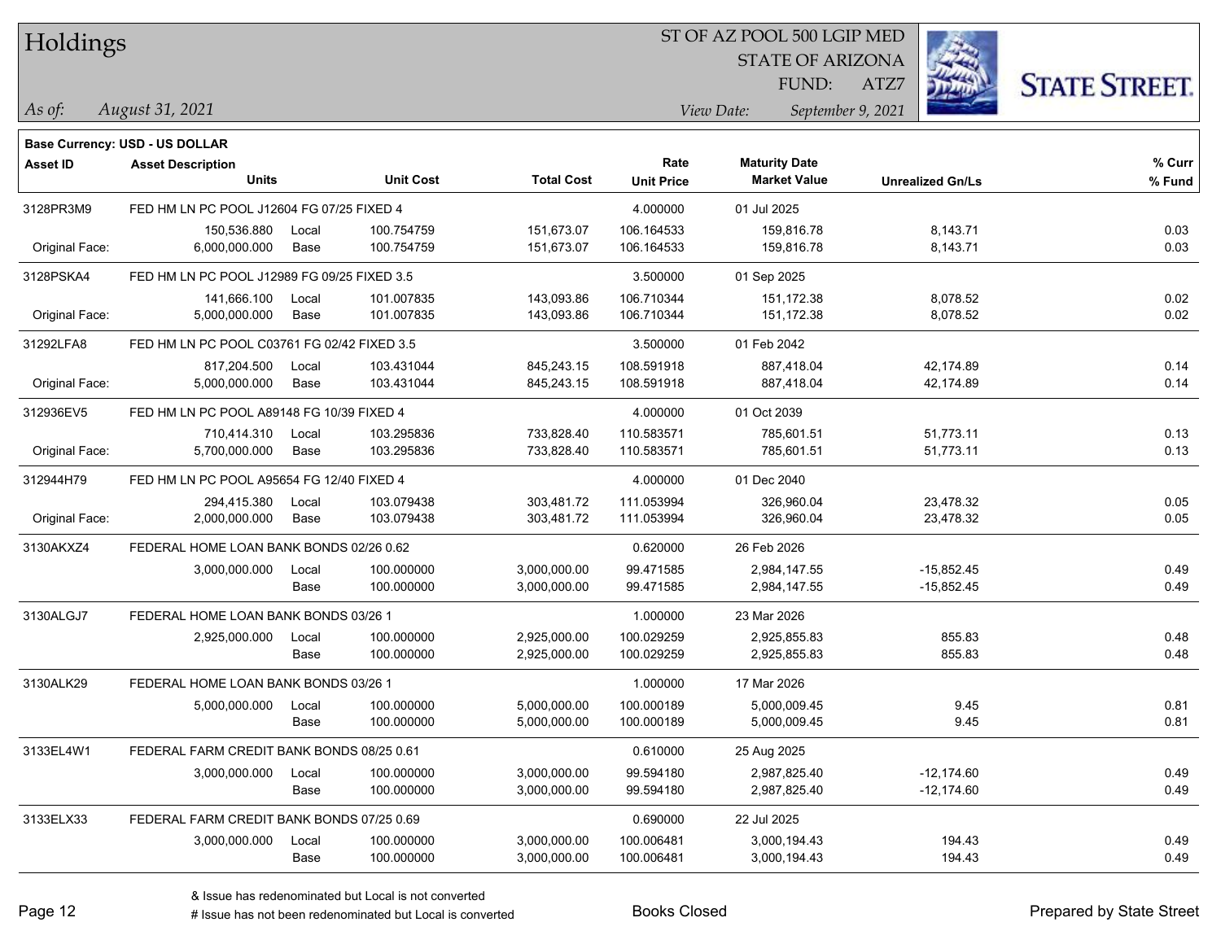# Holdings

ST OF AZ POOL 500 LGIP MED
STATE OF ARIZONA
FUND: ATZ7

*As of:* *August 31, 2021*

*View Date:* *September 9, 2021*

**Base Currency: USD - US DOLLAR**

| Asset ID | Asset Description / Units | | Unit Cost | Total Cost | Rate / Unit Price | Maturity Date / Market Value | Unrealized Gn/Ls | % Curr / % Fund |
|---|---|---|---|---|---|---|---|---|
| 3128PR3M9 | FED HM LN PC POOL J12604 FG 07/25 FIXED 4 | | | | 4.000000 | 01 Jul 2025 | | |
| | 150,536.880 | Local | 100.754759 | 151,673.07 | 106.164533 | 159,816.78 | 8,143.71 | 0.03 |
| Original Face: | 6,000,000.000 | Base | 100.754759 | 151,673.07 | 106.164533 | 159,816.78 | 8,143.71 | 0.03 |
| 3128PSKA4 | FED HM LN PC POOL J12989 FG 09/25 FIXED 3.5 | | | | 3.500000 | 01 Sep 2025 | | |
| | 141,666.100 | Local | 101.007835 | 143,093.86 | 106.710344 | 151,172.38 | 8,078.52 | 0.02 |
| Original Face: | 5,000,000.000 | Base | 101.007835 | 143,093.86 | 106.710344 | 151,172.38 | 8,078.52 | 0.02 |
| 31292LFA8 | FED HM LN PC POOL C03761 FG 02/42 FIXED 3.5 | | | | 3.500000 | 01 Feb 2042 | | |
| | 817,204.500 | Local | 103.431044 | 845,243.15 | 108.591918 | 887,418.04 | 42,174.89 | 0.14 |
| Original Face: | 5,000,000.000 | Base | 103.431044 | 845,243.15 | 108.591918 | 887,418.04 | 42,174.89 | 0.14 |
| 312936EV5 | FED HM LN PC POOL A89148 FG 10/39 FIXED 4 | | | | 4.000000 | 01 Oct 2039 | | |
| | 710,414.310 | Local | 103.295836 | 733,828.40 | 110.583571 | 785,601.51 | 51,773.11 | 0.13 |
| Original Face: | 5,700,000.000 | Base | 103.295836 | 733,828.40 | 110.583571 | 785,601.51 | 51,773.11 | 0.13 |
| 312944H79 | FED HM LN PC POOL A95654 FG 12/40 FIXED 4 | | | | 4.000000 | 01 Dec 2040 | | |
| | 294,415.380 | Local | 103.079438 | 303,481.72 | 111.053994 | 326,960.04 | 23,478.32 | 0.05 |
| Original Face: | 2,000,000.000 | Base | 103.079438 | 303,481.72 | 111.053994 | 326,960.04 | 23,478.32 | 0.05 |
| 3130AKXZ4 | FEDERAL HOME LOAN BANK BONDS 02/26 0.62 | | | | 0.620000 | 26 Feb 2026 | | |
| | 3,000,000.000 | Local | 100.000000 | 3,000,000.00 | 99.471585 | 2,984,147.55 | -15,852.45 | 0.49 |
| | | Base | 100.000000 | 3,000,000.00 | 99.471585 | 2,984,147.55 | -15,852.45 | 0.49 |
| 3130ALGJ7 | FEDERAL HOME LOAN BANK BONDS 03/26 1 | | | | 1.000000 | 23 Mar 2026 | | |
| | 2,925,000.000 | Local | 100.000000 | 2,925,000.00 | 100.029259 | 2,925,855.83 | 855.83 | 0.48 |
| | | Base | 100.000000 | 2,925,000.00 | 100.029259 | 2,925,855.83 | 855.83 | 0.48 |
| 3130ALK29 | FEDERAL HOME LOAN BANK BONDS 03/26 1 | | | | 1.000000 | 17 Mar 2026 | | |
| | 5,000,000.000 | Local | 100.000000 | 5,000,000.00 | 100.000189 | 5,000,009.45 | 9.45 | 0.81 |
| | | Base | 100.000000 | 5,000,000.00 | 100.000189 | 5,000,009.45 | 9.45 | 0.81 |
| 3133EL4W1 | FEDERAL FARM CREDIT BANK BONDS 08/25 0.61 | | | | 0.610000 | 25 Aug 2025 | | |
| | 3,000,000.000 | Local | 100.000000 | 3,000,000.00 | 99.594180 | 2,987,825.40 | -12,174.60 | 0.49 |
| | | Base | 100.000000 | 3,000,000.00 | 99.594180 | 2,987,825.40 | -12,174.60 | 0.49 |
| 3133ELX33 | FEDERAL FARM CREDIT BANK BONDS 07/25 0.69 | | | | 0.690000 | 22 Jul 2025 | | |
| | 3,000,000.000 | Local | 100.000000 | 3,000,000.00 | 100.006481 | 3,000,194.43 | 194.43 | 0.49 |
| | | Base | 100.000000 | 3,000,000.00 | 100.006481 | 3,000,194.43 | 194.43 | 0.49 |

& Issue has redenominated but Local is not converted
# Issue has not been redenominated but Local is converted

Books Closed

Prepared by State Street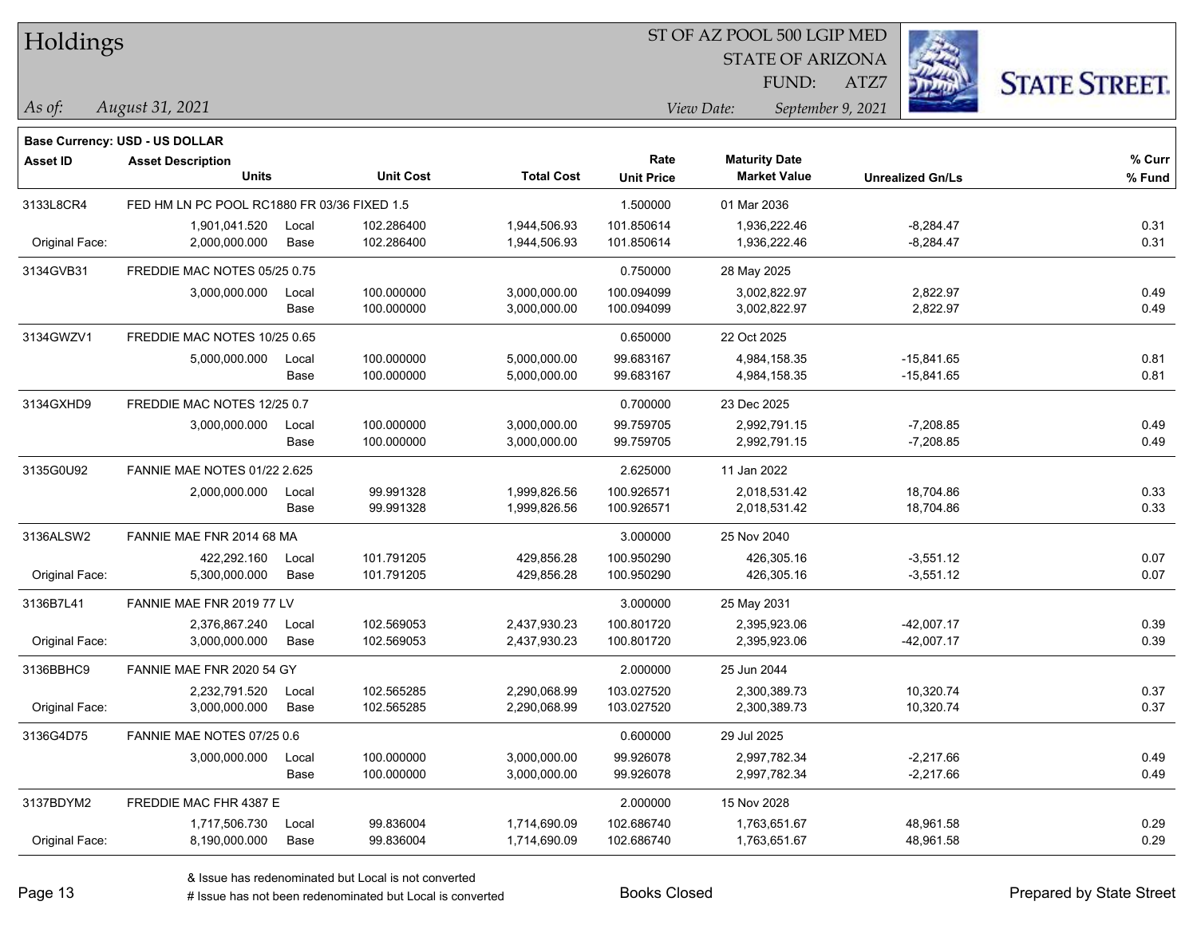# Holdings

ST OF AZ POOL 500 LGIP MED
STATE OF ARIZONA
FUND: ATZ7

*As of: August 31, 2021*

*View Date: September 9, 2021*

**Base Currency: USD - US DOLLAR**

| Asset ID | Asset Description / Units | | Unit Cost | Total Cost | Rate / Unit Price | Maturity Date / Market Value | Unrealized Gn/Ls | % Curr / % Fund |
|---|---|---|---|---|---|---|---|---|
| 3133L8CR4 | FED HM LN PC POOL RC1880 FR 03/36 FIXED 1.5 | | | | 1.500000 | 01 Mar 2036 | | |
| | 1,901,041.520 | Local | 102.286400 | 1,944,506.93 | 101.850614 | 1,936,222.46 | -8,284.47 | 0.31 |
| Original Face: | 2,000,000.000 | Base | 102.286400 | 1,944,506.93 | 101.850614 | 1,936,222.46 | -8,284.47 | 0.31 |
| 3134GVB31 | FREDDIE MAC NOTES 05/25 0.75 | | | | 0.750000 | 28 May 2025 | | |
| | 3,000,000.000 | Local | 100.000000 | 3,000,000.00 | 100.094099 | 3,002,822.97 | 2,822.97 | 0.49 |
| | | Base | 100.000000 | 3,000,000.00 | 100.094099 | 3,002,822.97 | 2,822.97 | 0.49 |
| 3134GWZV1 | FREDDIE MAC NOTES 10/25 0.65 | | | | 0.650000 | 22 Oct 2025 | | |
| | 5,000,000.000 | Local | 100.000000 | 5,000,000.00 | 99.683167 | 4,984,158.35 | -15,841.65 | 0.81 |
| | | Base | 100.000000 | 5,000,000.00 | 99.683167 | 4,984,158.35 | -15,841.65 | 0.81 |
| 3134GXHD9 | FREDDIE MAC NOTES 12/25 0.7 | | | | 0.700000 | 23 Dec 2025 | | |
| | 3,000,000.000 | Local | 100.000000 | 3,000,000.00 | 99.759705 | 2,992,791.15 | -7,208.85 | 0.49 |
| | | Base | 100.000000 | 3,000,000.00 | 99.759705 | 2,992,791.15 | -7,208.85 | 0.49 |
| 3135G0U92 | FANNIE MAE NOTES 01/22 2.625 | | | | 2.625000 | 11 Jan 2022 | | |
| | 2,000,000.000 | Local | 99.991328 | 1,999,826.56 | 100.926571 | 2,018,531.42 | 18,704.86 | 0.33 |
| | | Base | 99.991328 | 1,999,826.56 | 100.926571 | 2,018,531.42 | 18,704.86 | 0.33 |
| 3136ALSW2 | FANNIE MAE FNR 2014 68 MA | | | | 3.000000 | 25 Nov 2040 | | |
| | 422,292.160 | Local | 101.791205 | 429,856.28 | 100.950290 | 426,305.16 | -3,551.12 | 0.07 |
| Original Face: | 5,300,000.000 | Base | 101.791205 | 429,856.28 | 100.950290 | 426,305.16 | -3,551.12 | 0.07 |
| 3136B7L41 | FANNIE MAE FNR 2019 77 LV | | | | 3.000000 | 25 May 2031 | | |
| | 2,376,867.240 | Local | 102.569053 | 2,437,930.23 | 100.801720 | 2,395,923.06 | -42,007.17 | 0.39 |
| Original Face: | 3,000,000.000 | Base | 102.569053 | 2,437,930.23 | 100.801720 | 2,395,923.06 | -42,007.17 | 0.39 |
| 3136BBHC9 | FANNIE MAE FNR 2020 54 GY | | | | 2.000000 | 25 Jun 2044 | | |
| | 2,232,791.520 | Local | 102.565285 | 2,290,068.99 | 103.027520 | 2,300,389.73 | 10,320.74 | 0.37 |
| Original Face: | 3,000,000.000 | Base | 102.565285 | 2,290,068.99 | 103.027520 | 2,300,389.73 | 10,320.74 | 0.37 |
| 3136G4D75 | FANNIE MAE NOTES 07/25 0.6 | | | | 0.600000 | 29 Jul 2025 | | |
| | 3,000,000.000 | Local | 100.000000 | 3,000,000.00 | 99.926078 | 2,997,782.34 | -2,217.66 | 0.49 |
| | | Base | 100.000000 | 3,000,000.00 | 99.926078 | 2,997,782.34 | -2,217.66 | 0.49 |
| 3137BDYM2 | FREDDIE MAC FHR 4387 E | | | | 2.000000 | 15 Nov 2028 | | |
| | 1,717,506.730 | Local | 99.836004 | 1,714,690.09 | 102.686740 | 1,763,651.67 | 48,961.58 | 0.29 |
| Original Face: | 8,190,000.000 | Base | 99.836004 | 1,714,690.09 | 102.686740 | 1,763,651.67 | 48,961.58 | 0.29 |

& Issue has redenominated but Local is not converted
# Issue has not been redenominated but Local is converted

Books Closed

Prepared by State Street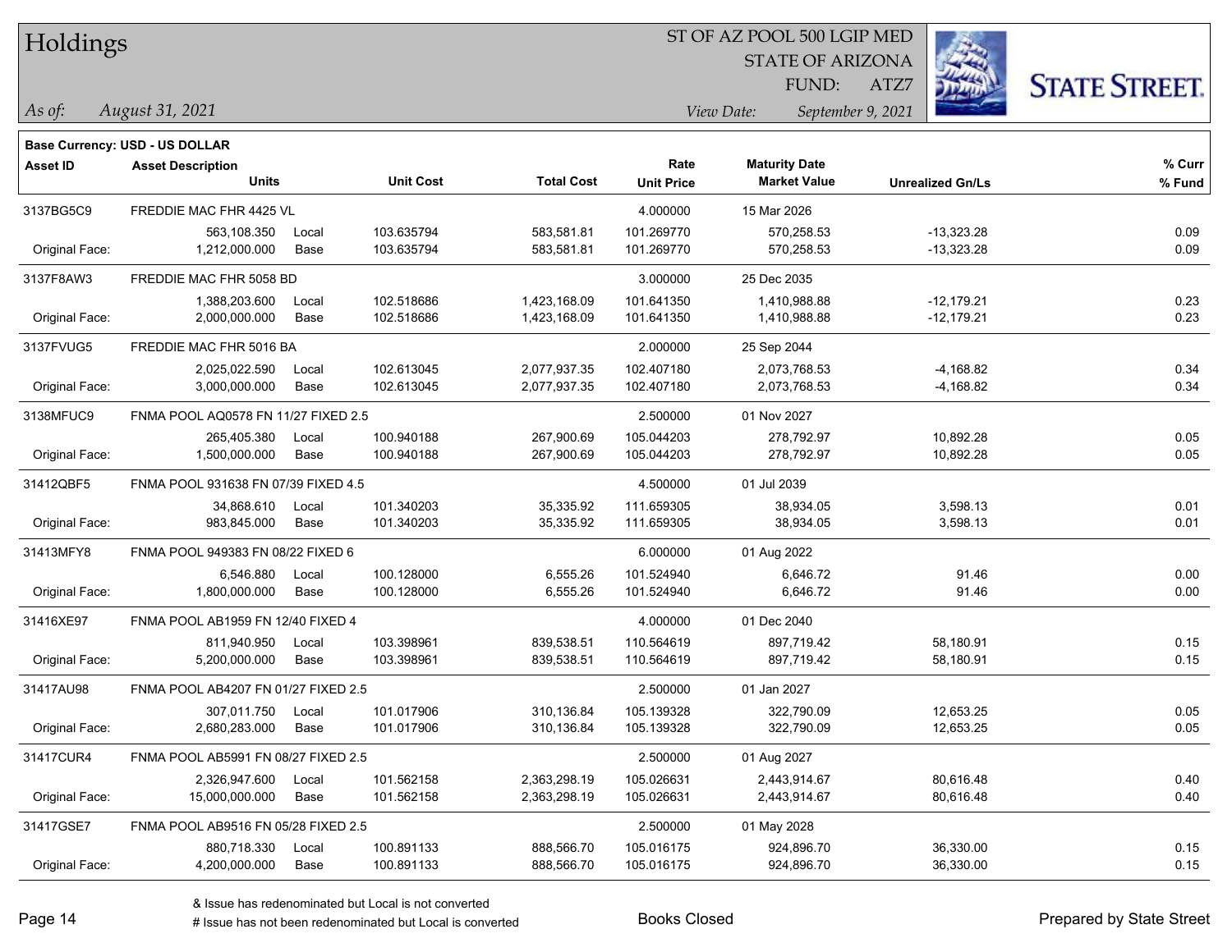# Holdings

ST OF AZ POOL 500 LGIP MED
STATE OF ARIZONA
FUND: ATZ7

*As of:* *August 31, 2021*

*View Date:* *September 9, 2021*

**Base Currency: USD - US DOLLAR**

| Asset ID | Asset Description / Units | | Unit Cost | Total Cost | Rate / Unit Price | Maturity Date / Market Value | Unrealized Gn/Ls | % Curr / % Fund |
|---|---|---|---|---|---|---|---|---|
| 3137BG5C9 | FREDDIE MAC FHR 4425 VL | | | | 4.000000 | 15 Mar 2026 | | |
| | 563,108.350 | Local | 103.635794 | 583,581.81 | 101.269770 | 570,258.53 | -13,323.28 | 0.09 |
| Original Face: | 1,212,000.000 | Base | 103.635794 | 583,581.81 | 101.269770 | 570,258.53 | -13,323.28 | 0.09 |
| 3137F8AW3 | FREDDIE MAC FHR 5058 BD | | | | 3.000000 | 25 Dec 2035 | | |
| | 1,388,203.600 | Local | 102.518686 | 1,423,168.09 | 101.641350 | 1,410,988.88 | -12,179.21 | 0.23 |
| Original Face: | 2,000,000.000 | Base | 102.518686 | 1,423,168.09 | 101.641350 | 1,410,988.88 | -12,179.21 | 0.23 |
| 3137FVUG5 | FREDDIE MAC FHR 5016 BA | | | | 2.000000 | 25 Sep 2044 | | |
| | 2,025,022.590 | Local | 102.613045 | 2,077,937.35 | 102.407180 | 2,073,768.53 | -4,168.82 | 0.34 |
| Original Face: | 3,000,000.000 | Base | 102.613045 | 2,077,937.35 | 102.407180 | 2,073,768.53 | -4,168.82 | 0.34 |
| 3138MFUC9 | FNMA POOL AQ0578 FN 11/27 FIXED 2.5 | | | | 2.500000 | 01 Nov 2027 | | |
| | 265,405.380 | Local | 100.940188 | 267,900.69 | 105.044203 | 278,792.97 | 10,892.28 | 0.05 |
| Original Face: | 1,500,000.000 | Base | 100.940188 | 267,900.69 | 105.044203 | 278,792.97 | 10,892.28 | 0.05 |
| 31412QBF5 | FNMA POOL 931638 FN 07/39 FIXED 4.5 | | | | 4.500000 | 01 Jul 2039 | | |
| | 34,868.610 | Local | 101.340203 | 35,335.92 | 111.659305 | 38,934.05 | 3,598.13 | 0.01 |
| Original Face: | 983,845.000 | Base | 101.340203 | 35,335.92 | 111.659305 | 38,934.05 | 3,598.13 | 0.01 |
| 31413MFY8 | FNMA POOL 949383 FN 08/22 FIXED 6 | | | | 6.000000 | 01 Aug 2022 | | |
| | 6,546.880 | Local | 100.128000 | 6,555.26 | 101.524940 | 6,646.72 | 91.46 | 0.00 |
| Original Face: | 1,800,000.000 | Base | 100.128000 | 6,555.26 | 101.524940 | 6,646.72 | 91.46 | 0.00 |
| 31416XE97 | FNMA POOL AB1959 FN 12/40 FIXED 4 | | | | 4.000000 | 01 Dec 2040 | | |
| | 811,940.950 | Local | 103.398961 | 839,538.51 | 110.564619 | 897,719.42 | 58,180.91 | 0.15 |
| Original Face: | 5,200,000.000 | Base | 103.398961 | 839,538.51 | 110.564619 | 897,719.42 | 58,180.91 | 0.15 |
| 31417AU98 | FNMA POOL AB4207 FN 01/27 FIXED 2.5 | | | | 2.500000 | 01 Jan 2027 | | |
| | 307,011.750 | Local | 101.017906 | 310,136.84 | 105.139328 | 322,790.09 | 12,653.25 | 0.05 |
| Original Face: | 2,680,283.000 | Base | 101.017906 | 310,136.84 | 105.139328 | 322,790.09 | 12,653.25 | 0.05 |
| 31417CUR4 | FNMA POOL AB5991 FN 08/27 FIXED 2.5 | | | | 2.500000 | 01 Aug 2027 | | |
| | 2,326,947.600 | Local | 101.562158 | 2,363,298.19 | 105.026631 | 2,443,914.67 | 80,616.48 | 0.40 |
| Original Face: | 15,000,000.000 | Base | 101.562158 | 2,363,298.19 | 105.026631 | 2,443,914.67 | 80,616.48 | 0.40 |
| 31417GSE7 | FNMA POOL AB9516 FN 05/28 FIXED 2.5 | | | | 2.500000 | 01 May 2028 | | |
| | 880,718.330 | Local | 100.891133 | 888,566.70 | 105.016175 | 924,896.70 | 36,330.00 | 0.15 |
| Original Face: | 4,200,000.000 | Base | 100.891133 | 888,566.70 | 105.016175 | 924,896.70 | 36,330.00 | 0.15 |

& Issue has redenominated but Local is not converted
# Issue has not been redenominated but Local is converted

Books Closed

Prepared by State Street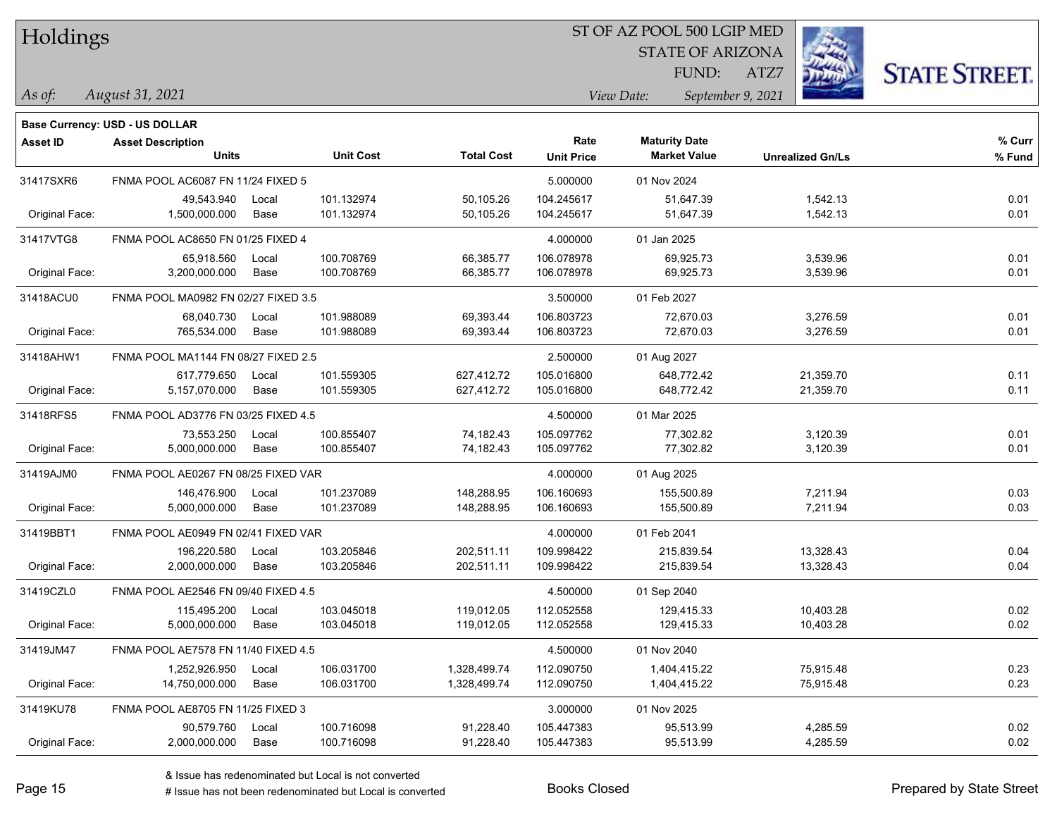# Holdings

ST OF AZ POOL 500 LGIP MED
STATE OF ARIZONA
FUND: ATZ7

*As of:* *August 31, 2021*

*View Date:* *September 9, 2021*

**Base Currency: USD - US DOLLAR**

| Asset ID | Asset Description / Units | | Unit Cost | Total Cost | Rate / Unit Price | Maturity Date / Market Value | Unrealized Gn/Ls | % Curr / % Fund |
|---|---|---|---|---|---|---|---|---|
| 31417SXR6 | FNMA POOL AC6087 FN 11/24 FIXED 5 | | | | 5.000000 | 01 Nov 2024 | | |
| | 49,543.940 | Local | 101.132974 | 50,105.26 | 104.245617 | 51,647.39 | 1,542.13 | 0.01 |
| Original Face: | 1,500,000.000 | Base | 101.132974 | 50,105.26 | 104.245617 | 51,647.39 | 1,542.13 | 0.01 |
| 31417VTG8 | FNMA POOL AC8650 FN 01/25 FIXED 4 | | | | 4.000000 | 01 Jan 2025 | | |
| | 65,918.560 | Local | 100.708769 | 66,385.77 | 106.078978 | 69,925.73 | 3,539.96 | 0.01 |
| Original Face: | 3,200,000.000 | Base | 100.708769 | 66,385.77 | 106.078978 | 69,925.73 | 3,539.96 | 0.01 |
| 31418ACU0 | FNMA POOL MA0982 FN 02/27 FIXED 3.5 | | | | 3.500000 | 01 Feb 2027 | | |
| | 68,040.730 | Local | 101.988089 | 69,393.44 | 106.803723 | 72,670.03 | 3,276.59 | 0.01 |
| Original Face: | 765,534.000 | Base | 101.988089 | 69,393.44 | 106.803723 | 72,670.03 | 3,276.59 | 0.01 |
| 31418AHW1 | FNMA POOL MA1144 FN 08/27 FIXED 2.5 | | | | 2.500000 | 01 Aug 2027 | | |
| | 617,779.650 | Local | 101.559305 | 627,412.72 | 105.016800 | 648,772.42 | 21,359.70 | 0.11 |
| Original Face: | 5,157,070.000 | Base | 101.559305 | 627,412.72 | 105.016800 | 648,772.42 | 21,359.70 | 0.11 |
| 31418RFS5 | FNMA POOL AD3776 FN 03/25 FIXED 4.5 | | | | 4.500000 | 01 Mar 2025 | | |
| | 73,553.250 | Local | 100.855407 | 74,182.43 | 105.097762 | 77,302.82 | 3,120.39 | 0.01 |
| Original Face: | 5,000,000.000 | Base | 100.855407 | 74,182.43 | 105.097762 | 77,302.82 | 3,120.39 | 0.01 |
| 31419AJM0 | FNMA POOL AE0267 FN 08/25 FIXED VAR | | | | 4.000000 | 01 Aug 2025 | | |
| | 146,476.900 | Local | 101.237089 | 148,288.95 | 106.160693 | 155,500.89 | 7,211.94 | 0.03 |
| Original Face: | 5,000,000.000 | Base | 101.237089 | 148,288.95 | 106.160693 | 155,500.89 | 7,211.94 | 0.03 |
| 31419BBT1 | FNMA POOL AE0949 FN 02/41 FIXED VAR | | | | 4.000000 | 01 Feb 2041 | | |
| | 196,220.580 | Local | 103.205846 | 202,511.11 | 109.998422 | 215,839.54 | 13,328.43 | 0.04 |
| Original Face: | 2,000,000.000 | Base | 103.205846 | 202,511.11 | 109.998422 | 215,839.54 | 13,328.43 | 0.04 |
| 31419CZL0 | FNMA POOL AE2546 FN 09/40 FIXED 4.5 | | | | 4.500000 | 01 Sep 2040 | | |
| | 115,495.200 | Local | 103.045018 | 119,012.05 | 112.052558 | 129,415.33 | 10,403.28 | 0.02 |
| Original Face: | 5,000,000.000 | Base | 103.045018 | 119,012.05 | 112.052558 | 129,415.33 | 10,403.28 | 0.02 |
| 31419JM47 | FNMA POOL AE7578 FN 11/40 FIXED 4.5 | | | | 4.500000 | 01 Nov 2040 | | |
| | 1,252,926.950 | Local | 106.031700 | 1,328,499.74 | 112.090750 | 1,404,415.22 | 75,915.48 | 0.23 |
| Original Face: | 14,750,000.000 | Base | 106.031700 | 1,328,499.74 | 112.090750 | 1,404,415.22 | 75,915.48 | 0.23 |
| 31419KU78 | FNMA POOL AE8705 FN 11/25 FIXED 3 | | | | 3.000000 | 01 Nov 2025 | | |
| | 90,579.760 | Local | 100.716098 | 91,228.40 | 105.447383 | 95,513.99 | 4,285.59 | 0.02 |
| Original Face: | 2,000,000.000 | Base | 100.716098 | 91,228.40 | 105.447383 | 95,513.99 | 4,285.59 | 0.02 |

& Issue has redenominated but Local is not converted
# Issue has not been redenominated but Local is converted

Books Closed

Prepared by State Street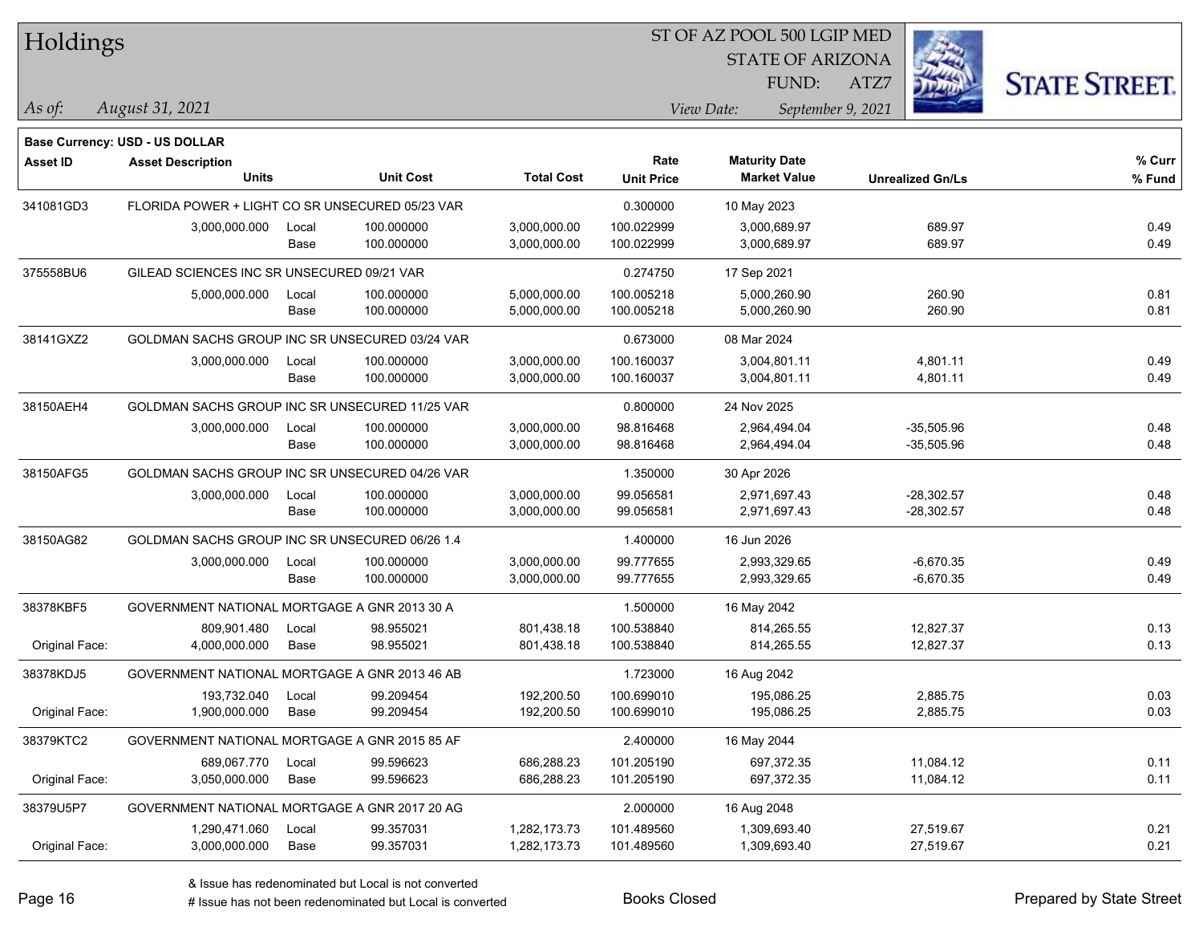# Holdings

ST OF AZ POOL 500 LGIP MED
STATE OF ARIZONA
FUND: ATZ7

*As of:* *August 31, 2021*

*View Date:* *September 9, 2021*

**Base Currency: USD - US DOLLAR**

| Asset ID | Asset Description / Units | | Unit Cost | Total Cost | Rate / Unit Price | Maturity Date / Market Value | Unrealized Gn/Ls | % Curr / % Fund |
|---|---|---|---|---|---|---|---|---|
| 341081GD3 | FLORIDA POWER + LIGHT CO SR UNSECURED 05/23 VAR | | | | 0.300000 | 10 May 2023 | | |
| | 3,000,000.000 | Local | 100.000000 | 3,000,000.00 | 100.022999 | 3,000,689.97 | 689.97 | 0.49 |
| | | Base | 100.000000 | 3,000,000.00 | 100.022999 | 3,000,689.97 | 689.97 | 0.49 |
| 375558BU6 | GILEAD SCIENCES INC SR UNSECURED 09/21 VAR | | | | 0.274750 | 17 Sep 2021 | | |
| | 5,000,000.000 | Local | 100.000000 | 5,000,000.00 | 100.005218 | 5,000,260.90 | 260.90 | 0.81 |
| | | Base | 100.000000 | 5,000,000.00 | 100.005218 | 5,000,260.90 | 260.90 | 0.81 |
| 38141GXZ2 | GOLDMAN SACHS GROUP INC SR UNSECURED 03/24 VAR | | | | 0.673000 | 08 Mar 2024 | | |
| | 3,000,000.000 | Local | 100.000000 | 3,000,000.00 | 100.160037 | 3,004,801.11 | 4,801.11 | 0.49 |
| | | Base | 100.000000 | 3,000,000.00 | 100.160037 | 3,004,801.11 | 4,801.11 | 0.49 |
| 38150AEH4 | GOLDMAN SACHS GROUP INC SR UNSECURED 11/25 VAR | | | | 0.800000 | 24 Nov 2025 | | |
| | 3,000,000.000 | Local | 100.000000 | 3,000,000.00 | 98.816468 | 2,964,494.04 | -35,505.96 | 0.48 |
| | | Base | 100.000000 | 3,000,000.00 | 98.816468 | 2,964,494.04 | -35,505.96 | 0.48 |
| 38150AFG5 | GOLDMAN SACHS GROUP INC SR UNSECURED 04/26 VAR | | | | 1.350000 | 30 Apr 2026 | | |
| | 3,000,000.000 | Local | 100.000000 | 3,000,000.00 | 99.056581 | 2,971,697.43 | -28,302.57 | 0.48 |
| | | Base | 100.000000 | 3,000,000.00 | 99.056581 | 2,971,697.43 | -28,302.57 | 0.48 |
| 38150AG82 | GOLDMAN SACHS GROUP INC SR UNSECURED 06/26 1.4 | | | | 1.400000 | 16 Jun 2026 | | |
| | 3,000,000.000 | Local | 100.000000 | 3,000,000.00 | 99.777655 | 2,993,329.65 | -6,670.35 | 0.49 |
| | | Base | 100.000000 | 3,000,000.00 | 99.777655 | 2,993,329.65 | -6,670.35 | 0.49 |
| 38378KBF5 | GOVERNMENT NATIONAL MORTGAGE A GNR 2013 30 A | | | | 1.500000 | 16 May 2042 | | |
| | 809,901.480 | Local | 98.955021 | 801,438.18 | 100.538840 | 814,265.55 | 12,827.37 | 0.13 |
| Original Face: | 4,000,000.000 | Base | 98.955021 | 801,438.18 | 100.538840 | 814,265.55 | 12,827.37 | 0.13 |
| 38378KDJ5 | GOVERNMENT NATIONAL MORTGAGE A GNR 2013 46 AB | | | | 1.723000 | 16 Aug 2042 | | |
| | 193,732.040 | Local | 99.209454 | 192,200.50 | 100.699010 | 195,086.25 | 2,885.75 | 0.03 |
| Original Face: | 1,900,000.000 | Base | 99.209454 | 192,200.50 | 100.699010 | 195,086.25 | 2,885.75 | 0.03 |
| 38379KTC2 | GOVERNMENT NATIONAL MORTGAGE A GNR 2015 85 AF | | | | 2.400000 | 16 May 2044 | | |
| | 689,067.770 | Local | 99.596623 | 686,288.23 | 101.205190 | 697,372.35 | 11,084.12 | 0.11 |
| Original Face: | 3,050,000.000 | Base | 99.596623 | 686,288.23 | 101.205190 | 697,372.35 | 11,084.12 | 0.11 |
| 38379U5P7 | GOVERNMENT NATIONAL MORTGAGE A GNR 2017 20 AG | | | | 2.000000 | 16 Aug 2048 | | |
| | 1,290,471.060 | Local | 99.357031 | 1,282,173.73 | 101.489560 | 1,309,693.40 | 27,519.67 | 0.21 |
| Original Face: | 3,000,000.000 | Base | 99.357031 | 1,282,173.73 | 101.489560 | 1,309,693.40 | 27,519.67 | 0.21 |

& Issue has redenominated but Local is not converted
# Issue has not been redenominated but Local is converted

Books Closed

Prepared by State Street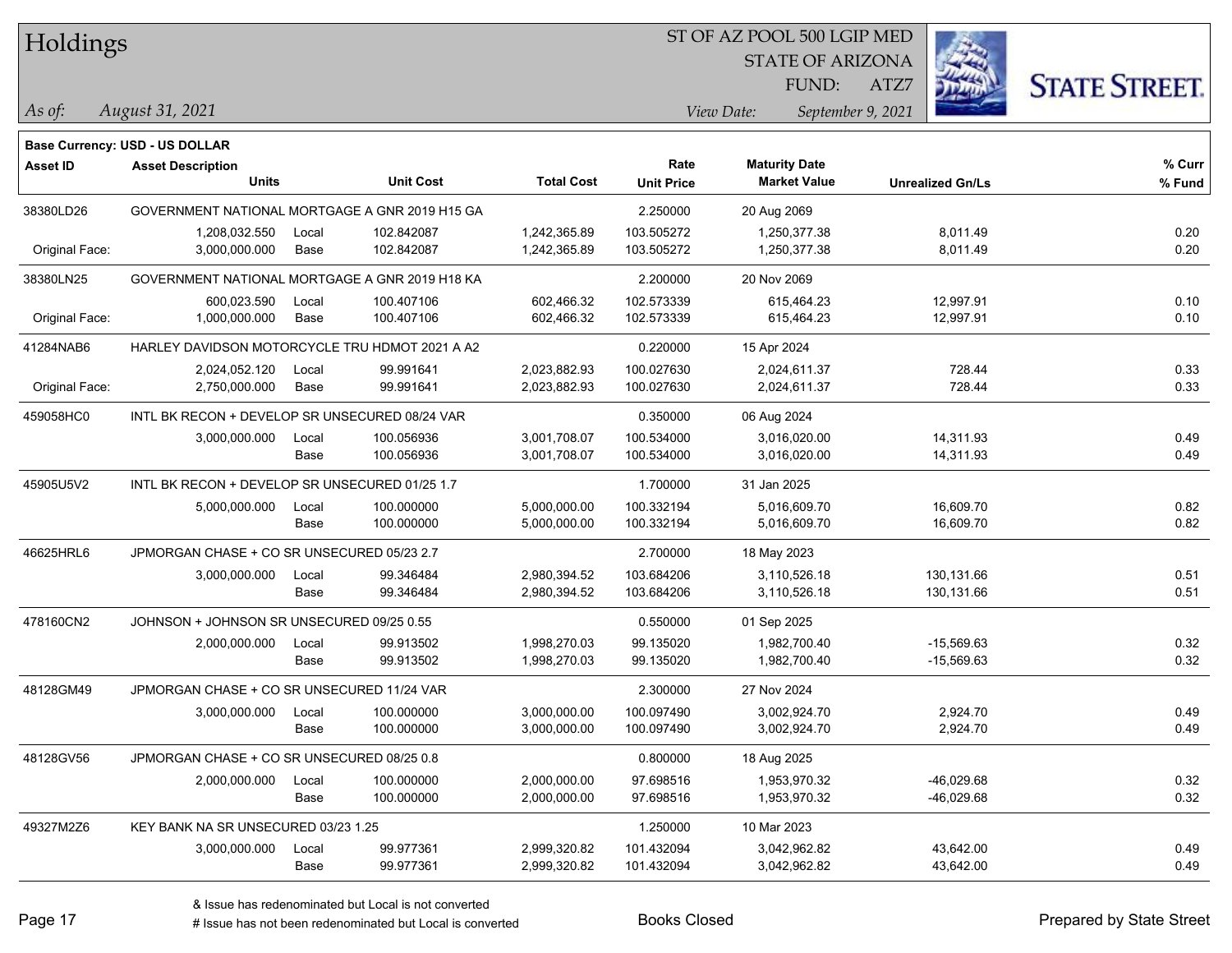# Holdings

ST OF AZ POOL 500 LGIP MED
STATE OF ARIZONA
FUND: ATZ7

*As of:* *August 31, 2021*
*View Date:* *September 9, 2021*

**Base Currency: USD - US DOLLAR**

| Asset ID | Asset Description / Units | | Unit Cost | Total Cost | Rate / Unit Price | Maturity Date / Market Value | Unrealized Gn/Ls | % Curr / % Fund |
|---|---|---|---|---|---|---|---|---|
| 38380LD26 | GOVERNMENT NATIONAL MORTGAGE A GNR 2019 H15 GA | | | | 2.250000 | 20 Aug 2069 | | |
| | 1,208,032.550 | Local | 102.842087 | 1,242,365.89 | 103.505272 | 1,250,377.38 | 8,011.49 | 0.20 |
| Original Face: | 3,000,000.000 | Base | 102.842087 | 1,242,365.89 | 103.505272 | 1,250,377.38 | 8,011.49 | 0.20 |
| 38380LN25 | GOVERNMENT NATIONAL MORTGAGE A GNR 2019 H18 KA | | | | 2.200000 | 20 Nov 2069 | | |
| | 600,023.590 | Local | 100.407106 | 602,466.32 | 102.573339 | 615,464.23 | 12,997.91 | 0.10 |
| Original Face: | 1,000,000.000 | Base | 100.407106 | 602,466.32 | 102.573339 | 615,464.23 | 12,997.91 | 0.10 |
| 41284NAB6 | HARLEY DAVIDSON MOTORCYCLE TRU HDMOT 2021 A A2 | | | | 0.220000 | 15 Apr 2024 | | |
| | 2,024,052.120 | Local | 99.991641 | 2,023,882.93 | 100.027630 | 2,024,611.37 | 728.44 | 0.33 |
| Original Face: | 2,750,000.000 | Base | 99.991641 | 2,023,882.93 | 100.027630 | 2,024,611.37 | 728.44 | 0.33 |
| 459058HC0 | INTL BK RECON + DEVELOP SR UNSECURED 08/24 VAR | | | | 0.350000 | 06 Aug 2024 | | |
| | 3,000,000.000 | Local | 100.056936 | 3,001,708.07 | 100.534000 | 3,016,020.00 | 14,311.93 | 0.49 |
| | | Base | 100.056936 | 3,001,708.07 | 100.534000 | 3,016,020.00 | 14,311.93 | 0.49 |
| 45905U5V2 | INTL BK RECON + DEVELOP SR UNSECURED 01/25 1.7 | | | | 1.700000 | 31 Jan 2025 | | |
| | 5,000,000.000 | Local | 100.000000 | 5,000,000.00 | 100.332194 | 5,016,609.70 | 16,609.70 | 0.82 |
| | | Base | 100.000000 | 5,000,000.00 | 100.332194 | 5,016,609.70 | 16,609.70 | 0.82 |
| 46625HRL6 | JPMORGAN CHASE + CO SR UNSECURED 05/23 2.7 | | | | 2.700000 | 18 May 2023 | | |
| | 3,000,000.000 | Local | 99.346484 | 2,980,394.52 | 103.684206 | 3,110,526.18 | 130,131.66 | 0.51 |
| | | Base | 99.346484 | 2,980,394.52 | 103.684206 | 3,110,526.18 | 130,131.66 | 0.51 |
| 478160CN2 | JOHNSON + JOHNSON SR UNSECURED 09/25 0.55 | | | | 0.550000 | 01 Sep 2025 | | |
| | 2,000,000.000 | Local | 99.913502 | 1,998,270.03 | 99.135020 | 1,982,700.40 | -15,569.63 | 0.32 |
| | | Base | 99.913502 | 1,998,270.03 | 99.135020 | 1,982,700.40 | -15,569.63 | 0.32 |
| 48128GM49 | JPMORGAN CHASE + CO SR UNSECURED 11/24 VAR | | | | 2.300000 | 27 Nov 2024 | | |
| | 3,000,000.000 | Local | 100.000000 | 3,000,000.00 | 100.097490 | 3,002,924.70 | 2,924.70 | 0.49 |
| | | Base | 100.000000 | 3,000,000.00 | 100.097490 | 3,002,924.70 | 2,924.70 | 0.49 |
| 48128GV56 | JPMORGAN CHASE + CO SR UNSECURED 08/25 0.8 | | | | 0.800000 | 18 Aug 2025 | | |
| | 2,000,000.000 | Local | 100.000000 | 2,000,000.00 | 97.698516 | 1,953,970.32 | -46,029.68 | 0.32 |
| | | Base | 100.000000 | 2,000,000.00 | 97.698516 | 1,953,970.32 | -46,029.68 | 0.32 |
| 49327M2Z6 | KEY BANK NA SR UNSECURED 03/23 1.25 | | | | 1.250000 | 10 Mar 2023 | | |
| | 3,000,000.000 | Local | 99.977361 | 2,999,320.82 | 101.432094 | 3,042,962.82 | 43,642.00 | 0.49 |
| | | Base | 99.977361 | 2,999,320.82 | 101.432094 | 3,042,962.82 | 43,642.00 | 0.49 |

& Issue has redenominated but Local is not converted
# Issue has not been redenominated but Local is converted

Books Closed

Prepared by State Street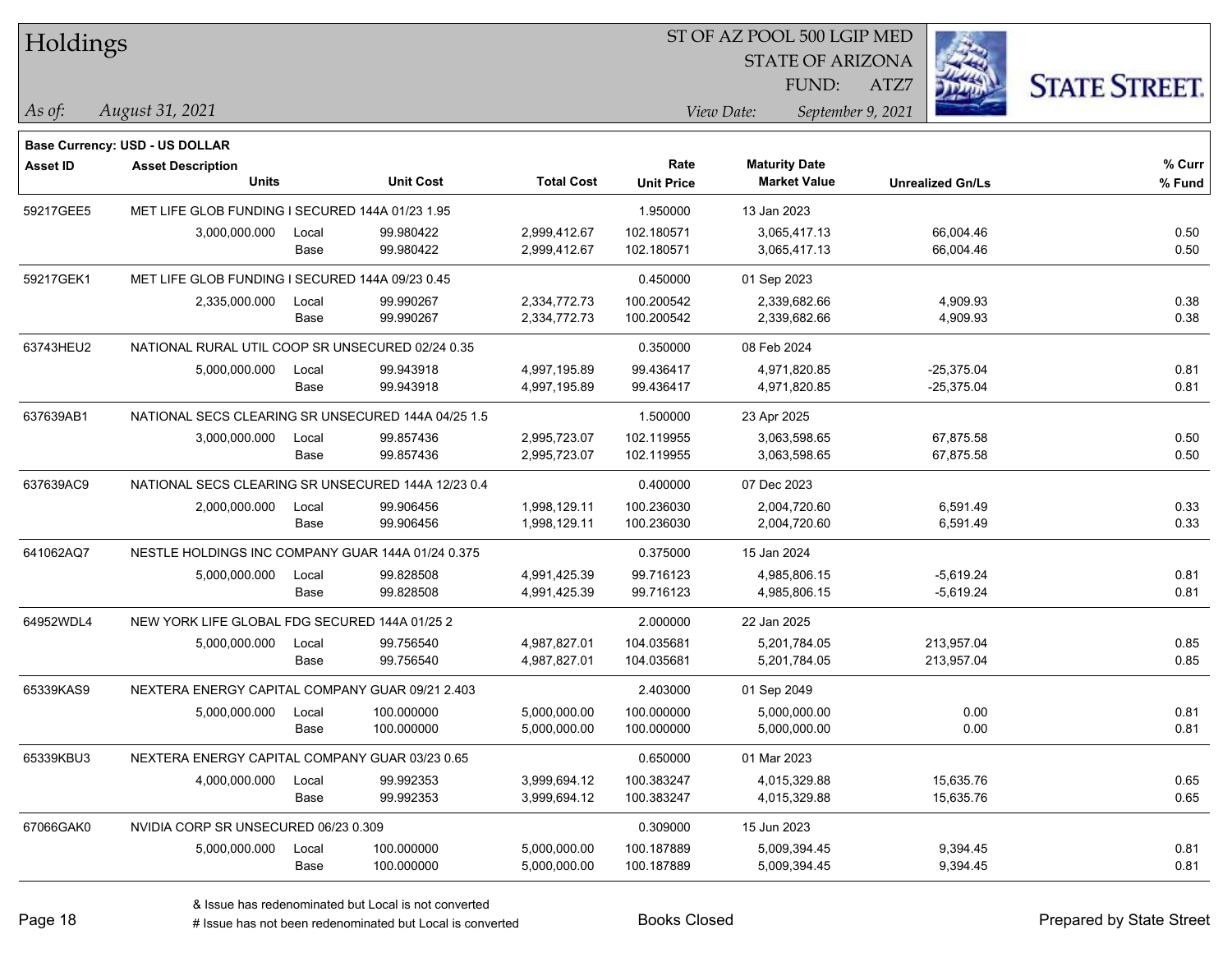# Holdings

ST OF AZ POOL 500 LGIP MED
STATE OF ARIZONA
FUND: ATZ7

*As of:* *August 31, 2021*
*View Date:* *September 9, 2021*

**Base Currency: USD - US DOLLAR**

| Asset ID | Asset Description / Units | | Unit Cost | Total Cost | Rate / Unit Price | Maturity Date / Market Value | Unrealized Gn/Ls | % Curr / % Fund |
|---|---|---|---|---|---|---|---|---|
| 59217GEE5 | MET LIFE GLOB FUNDING I SECURED 144A 01/23 1.95 | | | | 1.950000 | 13 Jan 2023 | | |
| | 3,000,000.000 | Local | 99.980422 | 2,999,412.67 | 102.180571 | 3,065,417.13 | 66,004.46 | 0.50 |
| | | Base | 99.980422 | 2,999,412.67 | 102.180571 | 3,065,417.13 | 66,004.46 | 0.50 |
| 59217GEK1 | MET LIFE GLOB FUNDING I SECURED 144A 09/23 0.45 | | | | 0.450000 | 01 Sep 2023 | | |
| | 2,335,000.000 | Local | 99.990267 | 2,334,772.73 | 100.200542 | 2,339,682.66 | 4,909.93 | 0.38 |
| | | Base | 99.990267 | 2,334,772.73 | 100.200542 | 2,339,682.66 | 4,909.93 | 0.38 |
| 63743HEU2 | NATIONAL RURAL UTIL COOP SR UNSECURED 02/24 0.35 | | | | 0.350000 | 08 Feb 2024 | | |
| | 5,000,000.000 | Local | 99.943918 | 4,997,195.89 | 99.436417 | 4,971,820.85 | -25,375.04 | 0.81 |
| | | Base | 99.943918 | 4,997,195.89 | 99.436417 | 4,971,820.85 | -25,375.04 | 0.81 |
| 637639AB1 | NATIONAL SECS CLEARING SR UNSECURED 144A 04/25 1.5 | | | | 1.500000 | 23 Apr 2025 | | |
| | 3,000,000.000 | Local | 99.857436 | 2,995,723.07 | 102.119955 | 3,063,598.65 | 67,875.58 | 0.50 |
| | | Base | 99.857436 | 2,995,723.07 | 102.119955 | 3,063,598.65 | 67,875.58 | 0.50 |
| 637639AC9 | NATIONAL SECS CLEARING SR UNSECURED 144A 12/23 0.4 | | | | 0.400000 | 07 Dec 2023 | | |
| | 2,000,000.000 | Local | 99.906456 | 1,998,129.11 | 100.236030 | 2,004,720.60 | 6,591.49 | 0.33 |
| | | Base | 99.906456 | 1,998,129.11 | 100.236030 | 2,004,720.60 | 6,591.49 | 0.33 |
| 641062AQ7 | NESTLE HOLDINGS INC COMPANY GUAR 144A 01/24 0.375 | | | | 0.375000 | 15 Jan 2024 | | |
| | 5,000,000.000 | Local | 99.828508 | 4,991,425.39 | 99.716123 | 4,985,806.15 | -5,619.24 | 0.81 |
| | | Base | 99.828508 | 4,991,425.39 | 99.716123 | 4,985,806.15 | -5,619.24 | 0.81 |
| 64952WDL4 | NEW YORK LIFE GLOBAL FDG SECURED 144A 01/25 2 | | | | 2.000000 | 22 Jan 2025 | | |
| | 5,000,000.000 | Local | 99.756540 | 4,987,827.01 | 104.035681 | 5,201,784.05 | 213,957.04 | 0.85 |
| | | Base | 99.756540 | 4,987,827.01 | 104.035681 | 5,201,784.05 | 213,957.04 | 0.85 |
| 65339KAS9 | NEXTERA ENERGY CAPITAL COMPANY GUAR 09/21 2.403 | | | | 2.403000 | 01 Sep 2049 | | |
| | 5,000,000.000 | Local | 100.000000 | 5,000,000.00 | 100.000000 | 5,000,000.00 | 0.00 | 0.81 |
| | | Base | 100.000000 | 5,000,000.00 | 100.000000 | 5,000,000.00 | 0.00 | 0.81 |
| 65339KBU3 | NEXTERA ENERGY CAPITAL COMPANY GUAR 03/23 0.65 | | | | 0.650000 | 01 Mar 2023 | | |
| | 4,000,000.000 | Local | 99.992353 | 3,999,694.12 | 100.383247 | 4,015,329.88 | 15,635.76 | 0.65 |
| | | Base | 99.992353 | 3,999,694.12 | 100.383247 | 4,015,329.88 | 15,635.76 | 0.65 |
| 67066GAK0 | NVIDIA CORP SR UNSECURED 06/23 0.309 | | | | 0.309000 | 15 Jun 2023 | | |
| | 5,000,000.000 | Local | 100.000000 | 5,000,000.00 | 100.187889 | 5,009,394.45 | 9,394.45 | 0.81 |
| | | Base | 100.000000 | 5,000,000.00 | 100.187889 | 5,009,394.45 | 9,394.45 | 0.81 |

& Issue has redenominated but Local is not converted
# Issue has not been redenominated but Local is converted

Books Closed

Prepared by State Street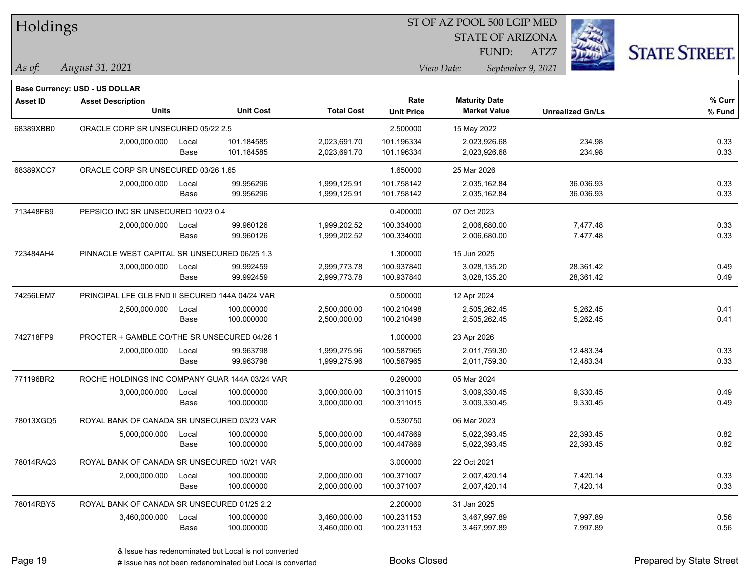# Holdings

ST OF AZ POOL 500 LGIP MED
STATE OF ARIZONA
FUND: ATZ7

*As of:* *August 31, 2021*

*View Date:* *September 9, 2021*

**Base Currency: USD - US DOLLAR**

| Asset ID | Asset Description / Units | | Unit Cost | Total Cost | Rate / Unit Price | Maturity Date / Market Value | Unrealized Gn/Ls | % Curr / % Fund |
|---|---|---|---|---|---|---|---|---|
| 68389XBB0 | ORACLE CORP SR UNSECURED 05/22 2.5 | | | | 2.500000 | 15 May 2022 | | |
| | 2,000,000.000 | Local | 101.184585 | 2,023,691.70 | 101.196334 | 2,023,926.68 | 234.98 | 0.33 |
| | | Base | 101.184585 | 2,023,691.70 | 101.196334 | 2,023,926.68 | 234.98 | 0.33 |
| 68389XCC7 | ORACLE CORP SR UNSECURED 03/26 1.65 | | | | 1.650000 | 25 Mar 2026 | | |
| | 2,000,000.000 | Local | 99.956296 | 1,999,125.91 | 101.758142 | 2,035,162.84 | 36,036.93 | 0.33 |
| | | Base | 99.956296 | 1,999,125.91 | 101.758142 | 2,035,162.84 | 36,036.93 | 0.33 |
| 713448FB9 | PEPSICO INC SR UNSECURED 10/23 0.4 | | | | 0.400000 | 07 Oct 2023 | | |
| | 2,000,000.000 | Local | 99.960126 | 1,999,202.52 | 100.334000 | 2,006,680.00 | 7,477.48 | 0.33 |
| | | Base | 99.960126 | 1,999,202.52 | 100.334000 | 2,006,680.00 | 7,477.48 | 0.33 |
| 723484AH4 | PINNACLE WEST CAPITAL SR UNSECURED 06/25 1.3 | | | | 1.300000 | 15 Jun 2025 | | |
| | 3,000,000.000 | Local | 99.992459 | 2,999,773.78 | 100.937840 | 3,028,135.20 | 28,361.42 | 0.49 |
| | | Base | 99.992459 | 2,999,773.78 | 100.937840 | 3,028,135.20 | 28,361.42 | 0.49 |
| 74256LEM7 | PRINCIPAL LFE GLB FND II SECURED 144A 04/24 VAR | | | | 0.500000 | 12 Apr 2024 | | |
| | 2,500,000.000 | Local | 100.000000 | 2,500,000.00 | 100.210498 | 2,505,262.45 | 5,262.45 | 0.41 |
| | | Base | 100.000000 | 2,500,000.00 | 100.210498 | 2,505,262.45 | 5,262.45 | 0.41 |
| 742718FP9 | PROCTER + GAMBLE CO/THE SR UNSECURED 04/26 1 | | | | 1.000000 | 23 Apr 2026 | | |
| | 2,000,000.000 | Local | 99.963798 | 1,999,275.96 | 100.587965 | 2,011,759.30 | 12,483.34 | 0.33 |
| | | Base | 99.963798 | 1,999,275.96 | 100.587965 | 2,011,759.30 | 12,483.34 | 0.33 |
| 771196BR2 | ROCHE HOLDINGS INC COMPANY GUAR 144A 03/24 VAR | | | | 0.290000 | 05 Mar 2024 | | |
| | 3,000,000.000 | Local | 100.000000 | 3,000,000.00 | 100.311015 | 3,009,330.45 | 9,330.45 | 0.49 |
| | | Base | 100.000000 | 3,000,000.00 | 100.311015 | 3,009,330.45 | 9,330.45 | 0.49 |
| 78013XGQ5 | ROYAL BANK OF CANADA SR UNSECURED 03/23 VAR | | | | 0.530750 | 06 Mar 2023 | | |
| | 5,000,000.000 | Local | 100.000000 | 5,000,000.00 | 100.447869 | 5,022,393.45 | 22,393.45 | 0.82 |
| | | Base | 100.000000 | 5,000,000.00 | 100.447869 | 5,022,393.45 | 22,393.45 | 0.82 |
| 78014RAQ3 | ROYAL BANK OF CANADA SR UNSECURED 10/21 VAR | | | | 3.000000 | 22 Oct 2021 | | |
| | 2,000,000.000 | Local | 100.000000 | 2,000,000.00 | 100.371007 | 2,007,420.14 | 7,420.14 | 0.33 |
| | | Base | 100.000000 | 2,000,000.00 | 100.371007 | 2,007,420.14 | 7,420.14 | 0.33 |
| 78014RBY5 | ROYAL BANK OF CANADA SR UNSECURED 01/25 2.2 | | | | 2.200000 | 31 Jan 2025 | | |
| | 3,460,000.000 | Local | 100.000000 | 3,460,000.00 | 100.231153 | 3,467,997.89 | 7,997.89 | 0.56 |
| | | Base | 100.000000 | 3,460,000.00 | 100.231153 | 3,467,997.89 | 7,997.89 | 0.56 |

& Issue has redenominated but Local is not converted
# Issue has not been redenominated but Local is converted

Books Closed

Prepared by State Street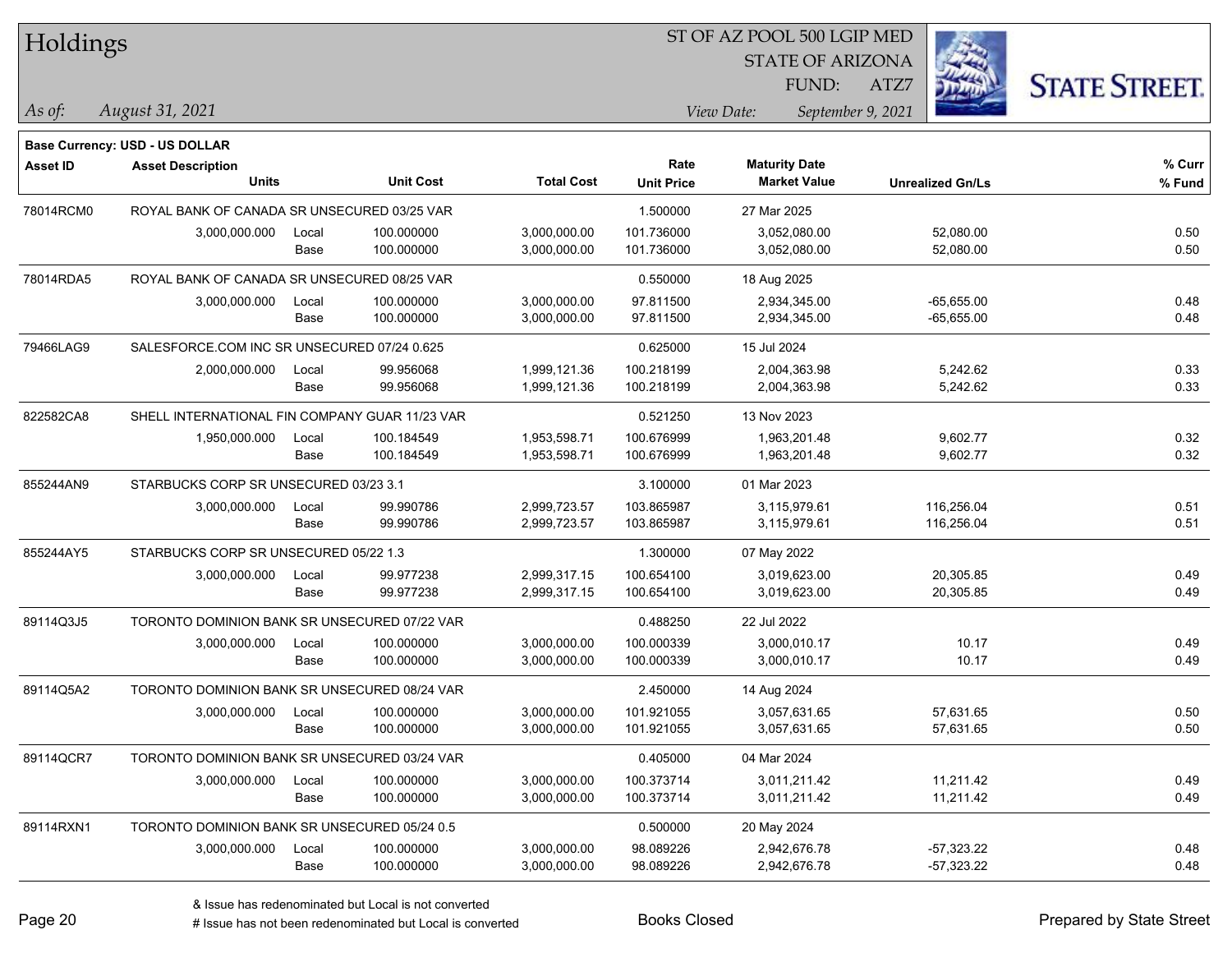# Holdings

ST OF AZ POOL 500 LGIP MED
STATE OF ARIZONA
FUND: ATZ7

*As of:* *August 31, 2021*

*View Date:* *September 9, 2021*

**Base Currency: USD - US DOLLAR**

| Asset ID | Asset Description / Units | | Unit Cost | Total Cost | Rate / Unit Price | Maturity Date / Market Value | Unrealized Gn/Ls | % Curr / % Fund |
|---|---|---|---|---|---|---|---|---|
| 78014RCM0 | ROYAL BANK OF CANADA SR UNSECURED 03/25 VAR | | | | 1.500000 | 27 Mar 2025 | | |
| | 3,000,000.000 | Local | 100.000000 | 3,000,000.00 | 101.736000 | 3,052,080.00 | 52,080.00 | 0.50 |
| | | Base | 100.000000 | 3,000,000.00 | 101.736000 | 3,052,080.00 | 52,080.00 | 0.50 |
| 78014RDA5 | ROYAL BANK OF CANADA SR UNSECURED 08/25 VAR | | | | 0.550000 | 18 Aug 2025 | | |
| | 3,000,000.000 | Local | 100.000000 | 3,000,000.00 | 97.811500 | 2,934,345.00 | -65,655.00 | 0.48 |
| | | Base | 100.000000 | 3,000,000.00 | 97.811500 | 2,934,345.00 | -65,655.00 | 0.48 |
| 79466LAG9 | SALESFORCE.COM INC SR UNSECURED 07/24 0.625 | | | | 0.625000 | 15 Jul 2024 | | |
| | 2,000,000.000 | Local | 99.956068 | 1,999,121.36 | 100.218199 | 2,004,363.98 | 5,242.62 | 0.33 |
| | | Base | 99.956068 | 1,999,121.36 | 100.218199 | 2,004,363.98 | 5,242.62 | 0.33 |
| 822582CA8 | SHELL INTERNATIONAL FIN COMPANY GUAR 11/23 VAR | | | | 0.521250 | 13 Nov 2023 | | |
| | 1,950,000.000 | Local | 100.184549 | 1,953,598.71 | 100.676999 | 1,963,201.48 | 9,602.77 | 0.32 |
| | | Base | 100.184549 | 1,953,598.71 | 100.676999 | 1,963,201.48 | 9,602.77 | 0.32 |
| 855244AN9 | STARBUCKS CORP SR UNSECURED 03/23 3.1 | | | | 3.100000 | 01 Mar 2023 | | |
| | 3,000,000.000 | Local | 99.990786 | 2,999,723.57 | 103.865987 | 3,115,979.61 | 116,256.04 | 0.51 |
| | | Base | 99.990786 | 2,999,723.57 | 103.865987 | 3,115,979.61 | 116,256.04 | 0.51 |
| 855244AY5 | STARBUCKS CORP SR UNSECURED 05/22 1.3 | | | | 1.300000 | 07 May 2022 | | |
| | 3,000,000.000 | Local | 99.977238 | 2,999,317.15 | 100.654100 | 3,019,623.00 | 20,305.85 | 0.49 |
| | | Base | 99.977238 | 2,999,317.15 | 100.654100 | 3,019,623.00 | 20,305.85 | 0.49 |
| 89114Q3J5 | TORONTO DOMINION BANK SR UNSECURED 07/22 VAR | | | | 0.488250 | 22 Jul 2022 | | |
| | 3,000,000.000 | Local | 100.000000 | 3,000,000.00 | 100.000339 | 3,000,010.17 | 10.17 | 0.49 |
| | | Base | 100.000000 | 3,000,000.00 | 100.000339 | 3,000,010.17 | 10.17 | 0.49 |
| 89114Q5A2 | TORONTO DOMINION BANK SR UNSECURED 08/24 VAR | | | | 2.450000 | 14 Aug 2024 | | |
| | 3,000,000.000 | Local | 100.000000 | 3,000,000.00 | 101.921055 | 3,057,631.65 | 57,631.65 | 0.50 |
| | | Base | 100.000000 | 3,000,000.00 | 101.921055 | 3,057,631.65 | 57,631.65 | 0.50 |
| 89114QCR7 | TORONTO DOMINION BANK SR UNSECURED 03/24 VAR | | | | 0.405000 | 04 Mar 2024 | | |
| | 3,000,000.000 | Local | 100.000000 | 3,000,000.00 | 100.373714 | 3,011,211.42 | 11,211.42 | 0.49 |
| | | Base | 100.000000 | 3,000,000.00 | 100.373714 | 3,011,211.42 | 11,211.42 | 0.49 |
| 89114RXN1 | TORONTO DOMINION BANK SR UNSECURED 05/24 0.5 | | | | 0.500000 | 20 May 2024 | | |
| | 3,000,000.000 | Local | 100.000000 | 3,000,000.00 | 98.089226 | 2,942,676.78 | -57,323.22 | 0.48 |
| | | Base | 100.000000 | 3,000,000.00 | 98.089226 | 2,942,676.78 | -57,323.22 | 0.48 |

& Issue has redenominated but Local is not converted
# Issue has not been redenominated but Local is converted

Books Closed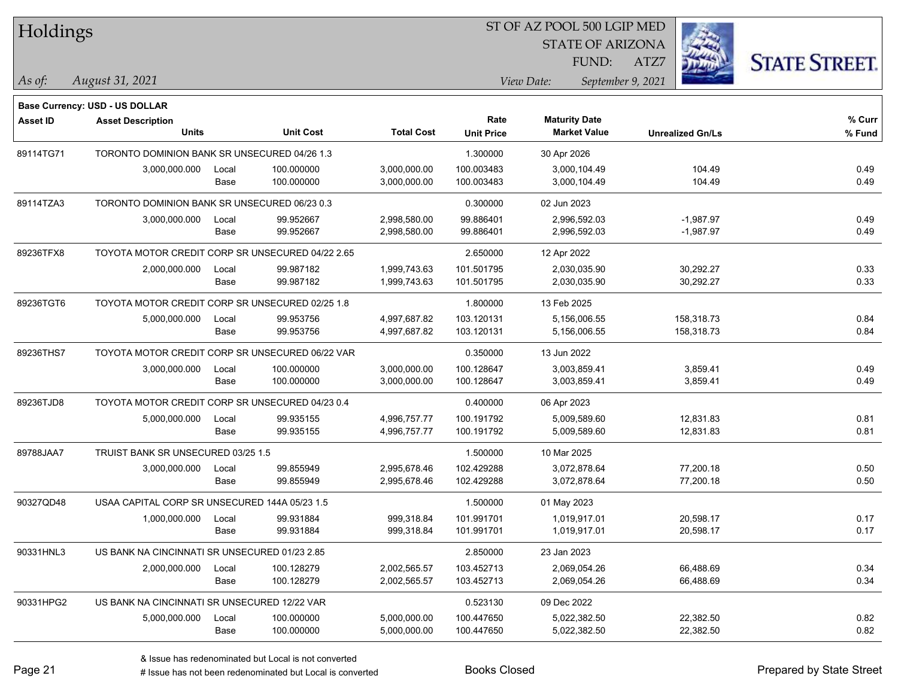# Holdings

ST OF AZ POOL 500 LGIP MED
STATE OF ARIZONA
FUND: ATZ7

*As of: August 31, 2021*

*View Date: September 9, 2021*

**Base Currency: USD - US DOLLAR**

| Asset ID | Asset Description / Units | | Unit Cost | Total Cost | Rate / Unit Price | Maturity Date / Market Value | Unrealized Gn/Ls | % Curr / % Fund |
|---|---|---|---|---|---|---|---|---|
| 89114TG71 | TORONTO DOMINION BANK SR UNSECURED 04/26 1.3 | | | | 1.300000 | 30 Apr 2026 | | |
| | 3,000,000.000 | Local | 100.000000 | 3,000,000.00 | 100.003483 | 3,000,104.49 | 104.49 | 0.49 |
| | | Base | 100.000000 | 3,000,000.00 | 100.003483 | 3,000,104.49 | 104.49 | 0.49 |
| 89114TZA3 | TORONTO DOMINION BANK SR UNSECURED 06/23 0.3 | | | | 0.300000 | 02 Jun 2023 | | |
| | 3,000,000.000 | Local | 99.952667 | 2,998,580.00 | 99.886401 | 2,996,592.03 | -1,987.97 | 0.49 |
| | | Base | 99.952667 | 2,998,580.00 | 99.886401 | 2,996,592.03 | -1,987.97 | 0.49 |
| 89236TFX8 | TOYOTA MOTOR CREDIT CORP SR UNSECURED 04/22 2.65 | | | | 2.650000 | 12 Apr 2022 | | |
| | 2,000,000.000 | Local | 99.987182 | 1,999,743.63 | 101.501795 | 2,030,035.90 | 30,292.27 | 0.33 |
| | | Base | 99.987182 | 1,999,743.63 | 101.501795 | 2,030,035.90 | 30,292.27 | 0.33 |
| 89236TGT6 | TOYOTA MOTOR CREDIT CORP SR UNSECURED 02/25 1.8 | | | | 1.800000 | 13 Feb 2025 | | |
| | 5,000,000.000 | Local | 99.953756 | 4,997,687.82 | 103.120131 | 5,156,006.55 | 158,318.73 | 0.84 |
| | | Base | 99.953756 | 4,997,687.82 | 103.120131 | 5,156,006.55 | 158,318.73 | 0.84 |
| 89236THS7 | TOYOTA MOTOR CREDIT CORP SR UNSECURED 06/22 VAR | | | | 0.350000 | 13 Jun 2022 | | |
| | 3,000,000.000 | Local | 100.000000 | 3,000,000.00 | 100.128647 | 3,003,859.41 | 3,859.41 | 0.49 |
| | | Base | 100.000000 | 3,000,000.00 | 100.128647 | 3,003,859.41 | 3,859.41 | 0.49 |
| 89236TJD8 | TOYOTA MOTOR CREDIT CORP SR UNSECURED 04/23 0.4 | | | | 0.400000 | 06 Apr 2023 | | |
| | 5,000,000.000 | Local | 99.935155 | 4,996,757.77 | 100.191792 | 5,009,589.60 | 12,831.83 | 0.81 |
| | | Base | 99.935155 | 4,996,757.77 | 100.191792 | 5,009,589.60 | 12,831.83 | 0.81 |
| 89788JAA7 | TRUIST BANK SR UNSECURED 03/25 1.5 | | | | 1.500000 | 10 Mar 2025 | | |
| | 3,000,000.000 | Local | 99.855949 | 2,995,678.46 | 102.429288 | 3,072,878.64 | 77,200.18 | 0.50 |
| | | Base | 99.855949 | 2,995,678.46 | 102.429288 | 3,072,878.64 | 77,200.18 | 0.50 |
| 90327QD48 | USAA CAPITAL CORP SR UNSECURED 144A 05/23 1.5 | | | | 1.500000 | 01 May 2023 | | |
| | 1,000,000.000 | Local | 99.931884 | 999,318.84 | 101.991701 | 1,019,917.01 | 20,598.17 | 0.17 |
| | | Base | 99.931884 | 999,318.84 | 101.991701 | 1,019,917.01 | 20,598.17 | 0.17 |
| 90331HNL3 | US BANK NA CINCINNATI SR UNSECURED 01/23 2.85 | | | | 2.850000 | 23 Jan 2023 | | |
| | 2,000,000.000 | Local | 100.128279 | 2,002,565.57 | 103.452713 | 2,069,054.26 | 66,488.69 | 0.34 |
| | | Base | 100.128279 | 2,002,565.57 | 103.452713 | 2,069,054.26 | 66,488.69 | 0.34 |
| 90331HPG2 | US BANK NA CINCINNATI SR UNSECURED 12/22 VAR | | | | 0.523130 | 09 Dec 2022 | | |
| | 5,000,000.000 | Local | 100.000000 | 5,000,000.00 | 100.447650 | 5,022,382.50 | 22,382.50 | 0.82 |
| | | Base | 100.000000 | 5,000,000.00 | 100.447650 | 5,022,382.50 | 22,382.50 | 0.82 |

& Issue has redenominated but Local is not converted
# Issue has not been redenominated but Local is converted

Books Closed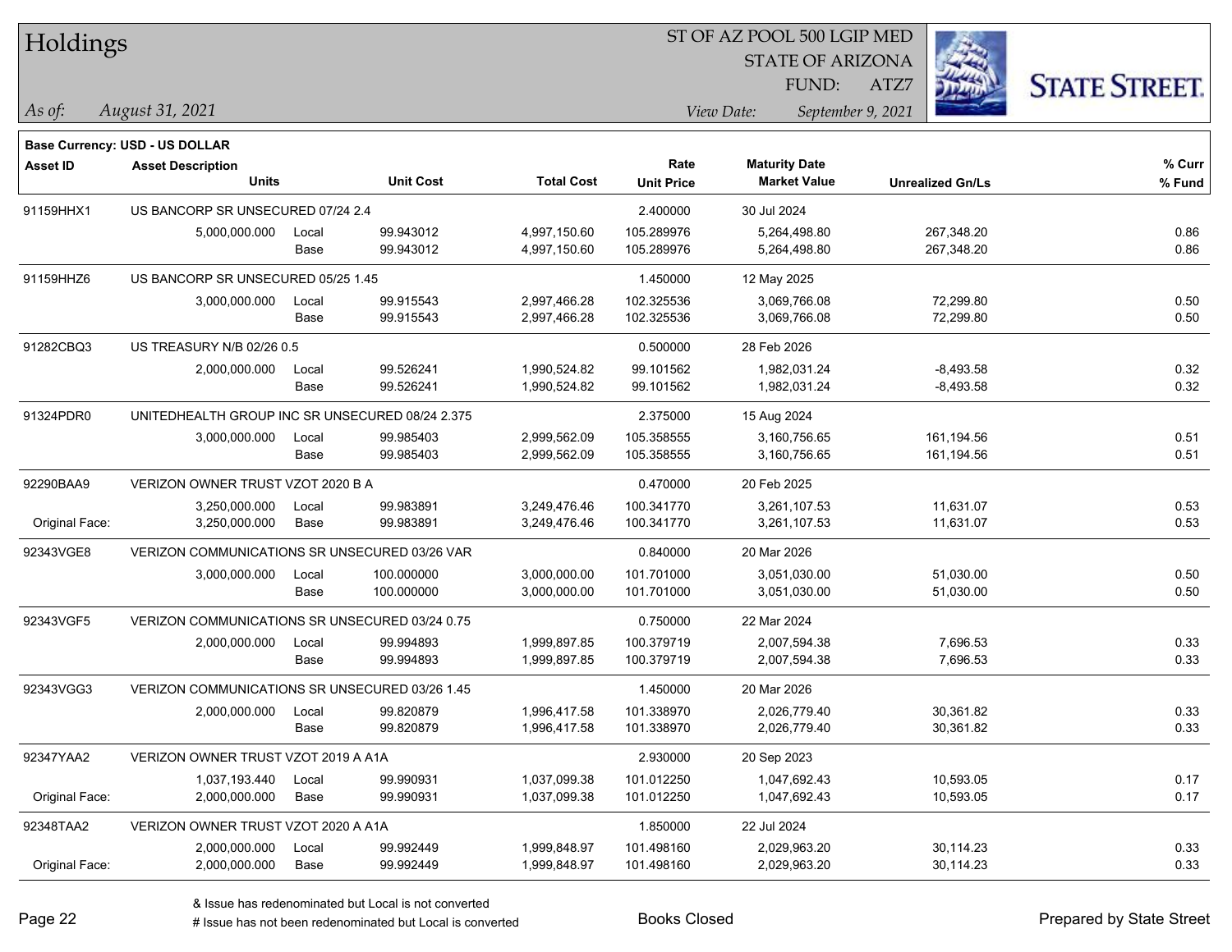# Holdings

ST OF AZ POOL 500 LGIP MED
STATE OF ARIZONA
FUND: ATZ7

*As of: August 31, 2021*

*View Date: September 9, 2021*

**Base Currency: USD - US DOLLAR**

| Asset ID | Asset Description / Units | | Unit Cost | Total Cost | Rate / Unit Price | Maturity Date / Market Value | Unrealized Gn/Ls | % Curr / % Fund |
|---|---|---|---|---|---|---|---|---|
| 91159HHX1 | US BANCORP SR UNSECURED 07/24 2.4 | | | | 2.400000 | 30 Jul 2024 | | |
| | 5,000,000.000 | Local | 99.943012 | 4,997,150.60 | 105.289976 | 5,264,498.80 | 267,348.20 | 0.86 |
| | | Base | 99.943012 | 4,997,150.60 | 105.289976 | 5,264,498.80 | 267,348.20 | 0.86 |
| 91159HHZ6 | US BANCORP SR UNSECURED 05/25 1.45 | | | | 1.450000 | 12 May 2025 | | |
| | 3,000,000.000 | Local | 99.915543 | 2,997,466.28 | 102.325536 | 3,069,766.08 | 72,299.80 | 0.50 |
| | | Base | 99.915543 | 2,997,466.28 | 102.325536 | 3,069,766.08 | 72,299.80 | 0.50 |
| 91282CBQ3 | US TREASURY N/B 02/26 0.5 | | | | 0.500000 | 28 Feb 2026 | | |
| | 2,000,000.000 | Local | 99.526241 | 1,990,524.82 | 99.101562 | 1,982,031.24 | -8,493.58 | 0.32 |
| | | Base | 99.526241 | 1,990,524.82 | 99.101562 | 1,982,031.24 | -8,493.58 | 0.32 |
| 91324PDR0 | UNITEDHEALTH GROUP INC SR UNSECURED 08/24 2.375 | | | | 2.375000 | 15 Aug 2024 | | |
| | 3,000,000.000 | Local | 99.985403 | 2,999,562.09 | 105.358555 | 3,160,756.65 | 161,194.56 | 0.51 |
| | | Base | 99.985403 | 2,999,562.09 | 105.358555 | 3,160,756.65 | 161,194.56 | 0.51 |
| 92290BAA9 | VERIZON OWNER TRUST VZOT 2020 B A | | | | 0.470000 | 20 Feb 2025 | | |
| | 3,250,000.000 | Local | 99.983891 | 3,249,476.46 | 100.341770 | 3,261,107.53 | 11,631.07 | 0.53 |
| Original Face: | 3,250,000.000 | Base | 99.983891 | 3,249,476.46 | 100.341770 | 3,261,107.53 | 11,631.07 | 0.53 |
| 92343VGE8 | VERIZON COMMUNICATIONS SR UNSECURED 03/26 VAR | | | | 0.840000 | 20 Mar 2026 | | |
| | 3,000,000.000 | Local | 100.000000 | 3,000,000.00 | 101.701000 | 3,051,030.00 | 51,030.00 | 0.50 |
| | | Base | 100.000000 | 3,000,000.00 | 101.701000 | 3,051,030.00 | 51,030.00 | 0.50 |
| 92343VGF5 | VERIZON COMMUNICATIONS SR UNSECURED 03/24 0.75 | | | | 0.750000 | 22 Mar 2024 | | |
| | 2,000,000.000 | Local | 99.994893 | 1,999,897.85 | 100.379719 | 2,007,594.38 | 7,696.53 | 0.33 |
| | | Base | 99.994893 | 1,999,897.85 | 100.379719 | 2,007,594.38 | 7,696.53 | 0.33 |
| 92343VGG3 | VERIZON COMMUNICATIONS SR UNSECURED 03/26 1.45 | | | | 1.450000 | 20 Mar 2026 | | |
| | 2,000,000.000 | Local | 99.820879 | 1,996,417.58 | 101.338970 | 2,026,779.40 | 30,361.82 | 0.33 |
| | | Base | 99.820879 | 1,996,417.58 | 101.338970 | 2,026,779.40 | 30,361.82 | 0.33 |
| 92347YAA2 | VERIZON OWNER TRUST VZOT 2019 A A1A | | | | 2.930000 | 20 Sep 2023 | | |
| | 1,037,193.440 | Local | 99.990931 | 1,037,099.38 | 101.012250 | 1,047,692.43 | 10,593.05 | 0.17 |
| Original Face: | 2,000,000.000 | Base | 99.990931 | 1,037,099.38 | 101.012250 | 1,047,692.43 | 10,593.05 | 0.17 |
| 92348TAA2 | VERIZON OWNER TRUST VZOT 2020 A A1A | | | | 1.850000 | 22 Jul 2024 | | |
| | 2,000,000.000 | Local | 99.992449 | 1,999,848.97 | 101.498160 | 2,029,963.20 | 30,114.23 | 0.33 |
| Original Face: | 2,000,000.000 | Base | 99.992449 | 1,999,848.97 | 101.498160 | 2,029,963.20 | 30,114.23 | 0.33 |

& Issue has redenominated but Local is not converted
# Issue has not been redenominated but Local is converted

Books Closed

Prepared by State Street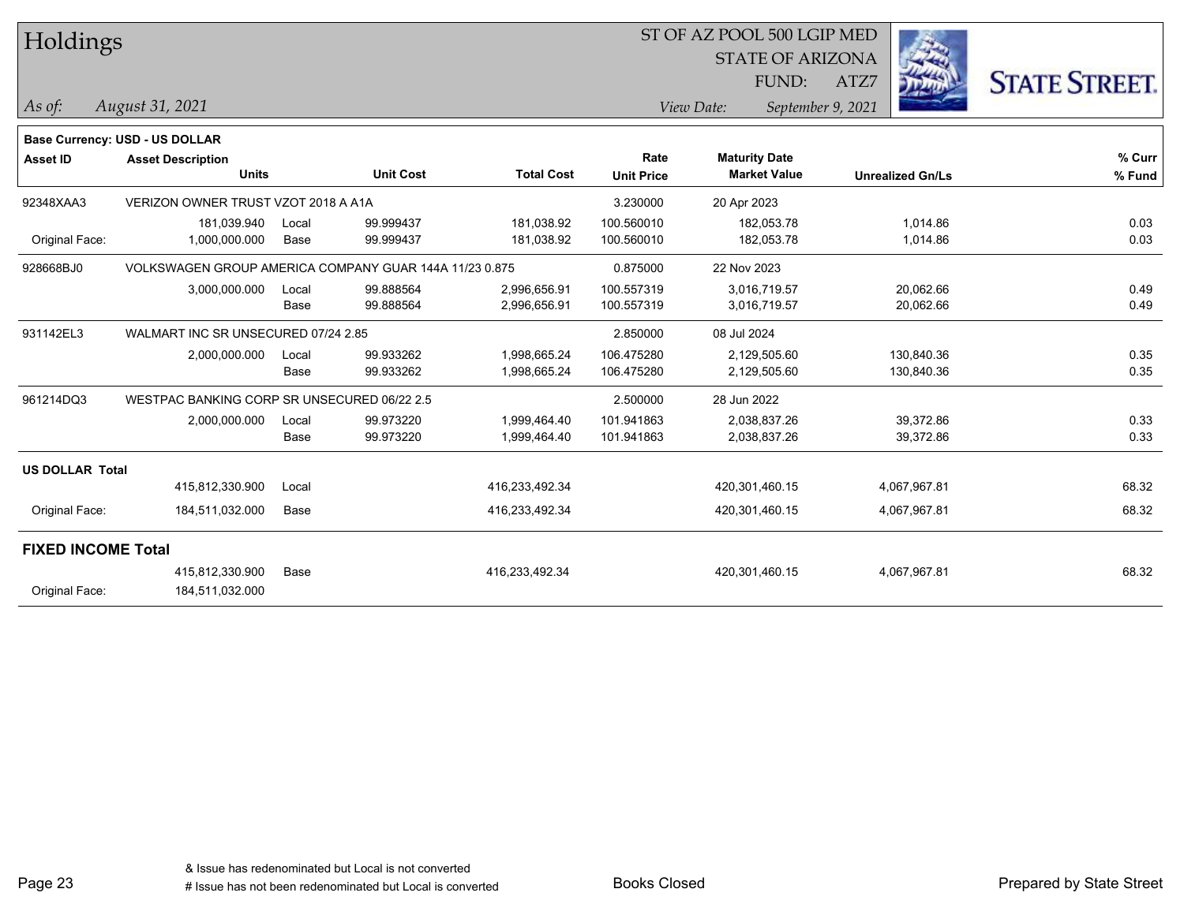# Holdings

ST OF AZ POOL 500 LGIP MED
STATE OF ARIZONA
FUND: ATZ7

*As of:* *August 31, 2021*

*View Date:* *September 9, 2021*

**Base Currency: USD - US DOLLAR**

| Asset ID | Asset Description / Units | | Unit Cost | Total Cost | Rate / Unit Price | Maturity Date / Market Value | Unrealized Gn/Ls | % Curr / % Fund |
|---|---|---|---|---|---|---|---|---|
| 92348XAA3 | VERIZON OWNER TRUST VZOT 2018 A A1A | | | | 3.230000 | 20 Apr 2023 | | |
| | 181,039.940 | Local | 99.999437 | 181,038.92 | 100.560010 | 182,053.78 | 1,014.86 | 0.03 |
| Original Face: | 1,000,000.000 | Base | 99.999437 | 181,038.92 | 100.560010 | 182,053.78 | 1,014.86 | 0.03 |
| 928668BJ0 | VOLKSWAGEN GROUP AMERICA COMPANY GUAR 144A 11/23 0.875 | | | | 0.875000 | 22 Nov 2023 | | |
| | 3,000,000.000 | Local | 99.888564 | 2,996,656.91 | 100.557319 | 3,016,719.57 | 20,062.66 | 0.49 |
| | | Base | 99.888564 | 2,996,656.91 | 100.557319 | 3,016,719.57 | 20,062.66 | 0.49 |
| 931142EL3 | WALMART INC SR UNSECURED 07/24 2.85 | | | | 2.850000 | 08 Jul 2024 | | |
| | 2,000,000.000 | Local | 99.933262 | 1,998,665.24 | 106.475280 | 2,129,505.60 | 130,840.36 | 0.35 |
| | | Base | 99.933262 | 1,998,665.24 | 106.475280 | 2,129,505.60 | 130,840.36 | 0.35 |
| 961214DQ3 | WESTPAC BANKING CORP SR UNSECURED 06/22 2.5 | | | | 2.500000 | 28 Jun 2022 | | |
| | 2,000,000.000 | Local | 99.973220 | 1,999,464.40 | 101.941863 | 2,038,837.26 | 39,372.86 | 0.33 |
| | | Base | 99.973220 | 1,999,464.40 | 101.941863 | 2,038,837.26 | 39,372.86 | 0.33 |
| **US DOLLAR Total** | | | | | | | | |
| | 415,812,330.900 | Local | | 416,233,492.34 | | 420,301,460.15 | 4,067,967.81 | 68.32 |
| Original Face: | 184,511,032.000 | Base | | 416,233,492.34 | | 420,301,460.15 | 4,067,967.81 | 68.32 |
| **FIXED INCOME Total** | | | | | | | | |
| | 415,812,330.900 | Base | | 416,233,492.34 | | 420,301,460.15 | 4,067,967.81 | 68.32 |
| Original Face: | 184,511,032.000 | | | | | | | |

& Issue has redenominated but Local is not converted
# Issue has not been redenominated but Local is converted

Books Closed

Prepared by State Street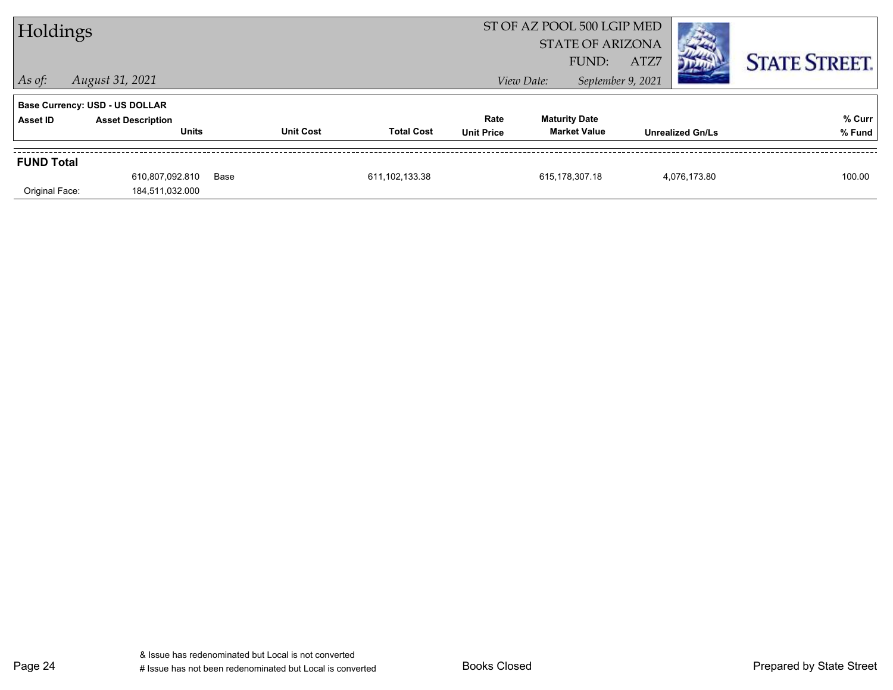# Holdings

ST OF AZ POOL 500 LGIP MED
STATE OF ARIZONA
FUND: ATZ7

*As of: August 31, 2021*

*View Date: September 9, 2021*

**Base Currency: USD - US DOLLAR**

| Asset ID | Asset Description / Units | Unit Cost | Total Cost | Rate / Unit Price | Maturity Date / Market Value | Unrealized Gn/Ls | % Curr / % Fund |
|---|---|---|---|---|---|---|---|
| **FUND Total** | | | | | | | |
| | 610,807,092.810 | Base | 611,102,133.38 | | 615,178,307.18 | 4,076,173.80 | 100.00 |
| Original Face: | 184,511,032.000 | | | | | | |

& Issue has redenominated but Local is not converted
# Issue has not been redenominated but Local is converted

Books Closed

Prepared by State Street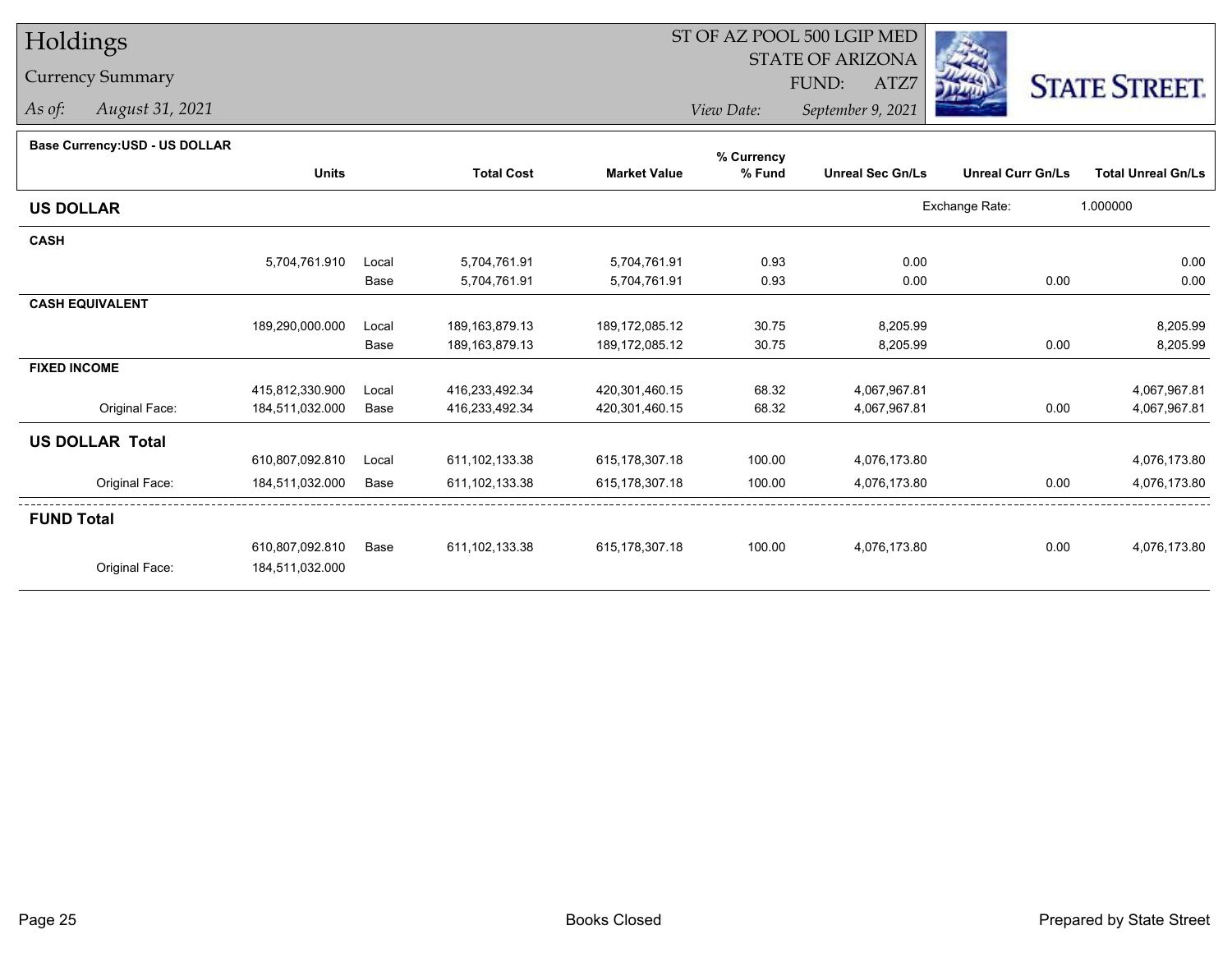# Holdings

## Currency Summary

*As of:* *August 31, 2021*

ST OF AZ POOL 500 LGIP MED
STATE OF ARIZONA
FUND: ATZ7

*View Date:* *September 9, 2021*

**Base Currency:USD - US DOLLAR**

| | Units | | Total Cost | Market Value | % Currency % Fund | Unreal Sec Gn/Ls | Unreal Curr Gn/Ls | Total Unreal Gn/Ls |
|---|---|---|---|---|---|---|---|---|
| **US DOLLAR** | | | | | | | Exchange Rate: | 1.000000 |
| **CASH** | | | | | | | | |
| | 5,704,761.910 | Local | 5,704,761.91 | 5,704,761.91 | 0.93 | 0.00 | | 0.00 |
| | | Base | 5,704,761.91 | 5,704,761.91 | 0.93 | 0.00 | 0.00 | 0.00 |
| **CASH EQUIVALENT** | | | | | | | | |
| | 189,290,000.000 | Local | 189,163,879.13 | 189,172,085.12 | 30.75 | 8,205.99 | | 8,205.99 |
| | | Base | 189,163,879.13 | 189,172,085.12 | 30.75 | 8,205.99 | 0.00 | 8,205.99 |
| **FIXED INCOME** | | | | | | | | |
| | 415,812,330.900 | Local | 416,233,492.34 | 420,301,460.15 | 68.32 | 4,067,967.81 | | 4,067,967.81 |
| Original Face: | 184,511,032.000 | Base | 416,233,492.34 | 420,301,460.15 | 68.32 | 4,067,967.81 | 0.00 | 4,067,967.81 |
| **US DOLLAR Total** | | | | | | | | |
| | 610,807,092.810 | Local | 611,102,133.38 | 615,178,307.18 | 100.00 | 4,076,173.80 | | 4,076,173.80 |
| Original Face: | 184,511,032.000 | Base | 611,102,133.38 | 615,178,307.18 | 100.00 | 4,076,173.80 | 0.00 | 4,076,173.80 |
| **FUND Total** | | | | | | | | |
| | 610,807,092.810 | Base | 611,102,133.38 | 615,178,307.18 | 100.00 | 4,076,173.80 | 0.00 | 4,076,173.80 |
| Original Face: | 184,511,032.000 | | | | | | | |

Books Closed

Prepared by State Street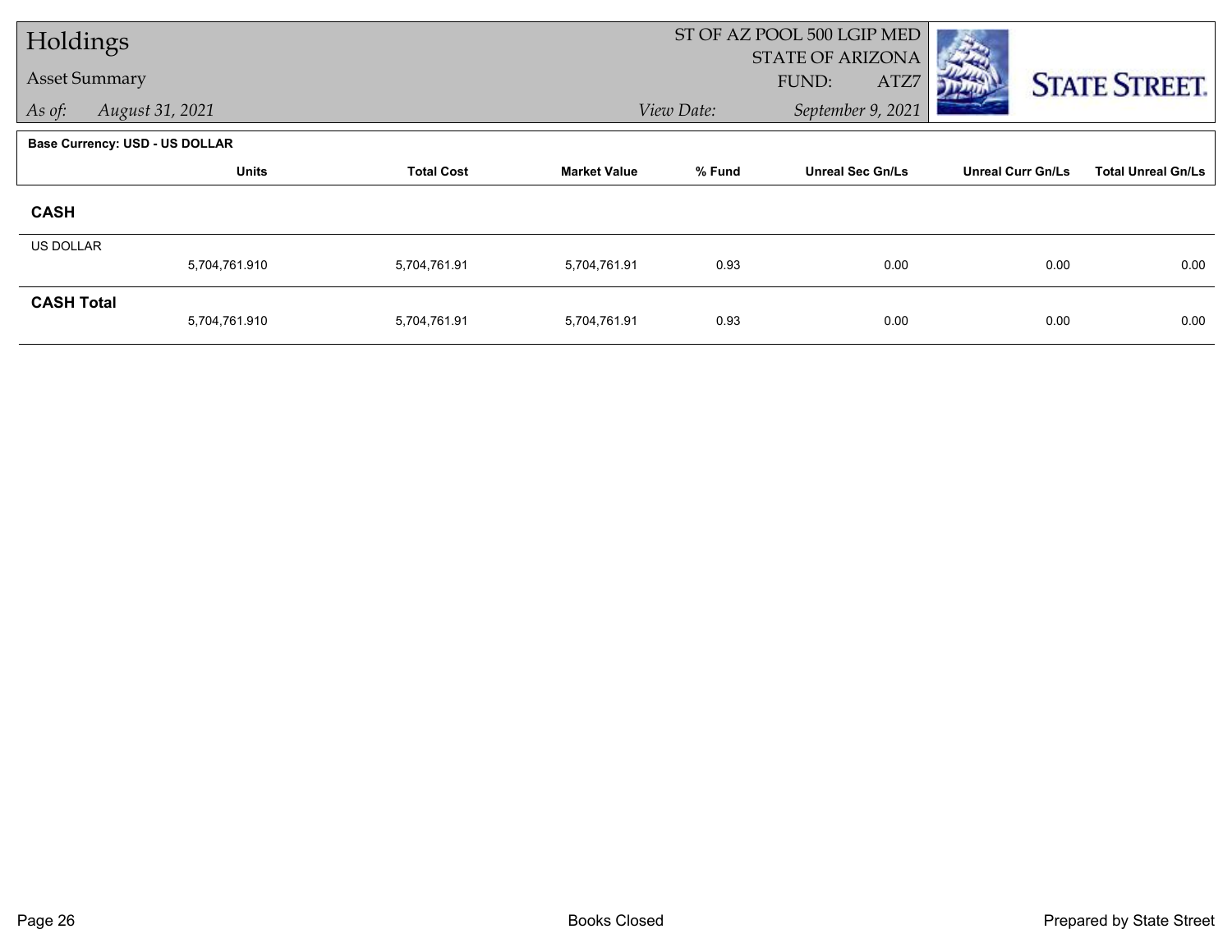# Holdings

## Asset Summary

*As of:* *August 31, 2021*

ST OF AZ POOL 500 LGIP MED
STATE OF ARIZONA
FUND: ATZ7

*View Date:* *September 9, 2021*

STATE STREET.

**Base Currency: USD - US DOLLAR**

| | Units | Total Cost | Market Value | % Fund | Unreal Sec Gn/Ls | Unreal Curr Gn/Ls | Total Unreal Gn/Ls |
|---|---|---|---|---|---|---|---|
| **CASH** | | | | | | | |
| US DOLLAR | 5,704,761.910 | 5,704,761.91 | 5,704,761.91 | 0.93 | 0.00 | 0.00 | 0.00 |
| **CASH Total** | 5,704,761.910 | 5,704,761.91 | 5,704,761.91 | 0.93 | 0.00 | 0.00 | 0.00 |

Books Closed

Prepared by State Street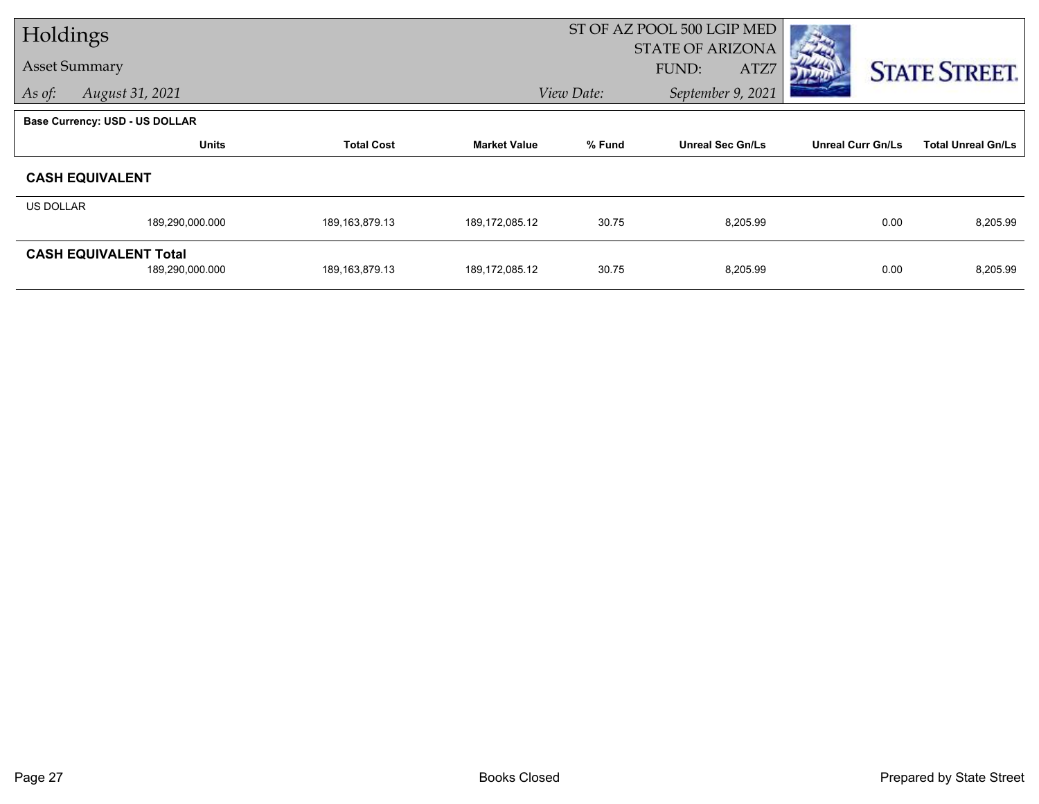# Holdings

## Asset Summary

*As of:* *August 31, 2021*

ST OF AZ POOL 500 LGIP MED
STATE OF ARIZONA
FUND: ATZ7

*View Date:* *September 9, 2021*

**Base Currency: USD - US DOLLAR**

| | Units | Total Cost | Market Value | % Fund | Unreal Sec Gn/Ls | Unreal Curr Gn/Ls | Total Unreal Gn/Ls |
|---|---|---|---|---|---|---|---|
| **CASH EQUIVALENT** | | | | | | | |
| US DOLLAR | 189,290,000.000 | 189,163,879.13 | 189,172,085.12 | 30.75 | 8,205.99 | 0.00 | 8,205.99 |
| **CASH EQUIVALENT Total** | 189,290,000.000 | 189,163,879.13 | 189,172,085.12 | 30.75 | 8,205.99 | 0.00 | 8,205.99 |

Books Closed

Prepared by State Street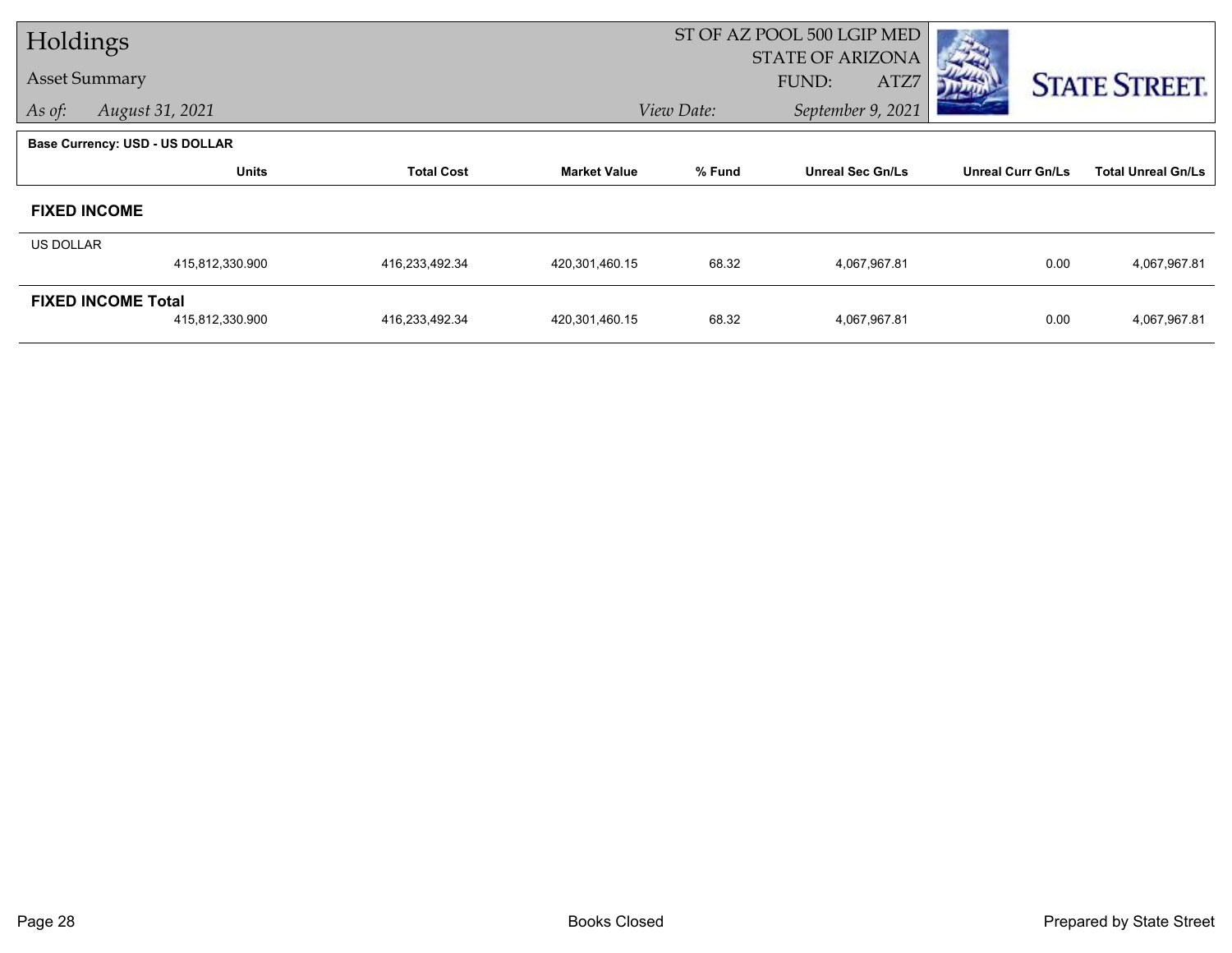# Holdings

## Asset Summary

*As of:* *August 31, 2021*

ST OF AZ POOL 500 LGIP MED
STATE OF ARIZONA
FUND: ATZ7

*View Date:* *September 9, 2021*

**Base Currency: USD - US DOLLAR**

| | Units | Total Cost | Market Value | % Fund | Unreal Sec Gn/Ls | Unreal Curr Gn/Ls | Total Unreal Gn/Ls |
|---|---|---|---|---|---|---|---|
| **FIXED INCOME** | | | | | | | |
| US DOLLAR | 415,812,330.900 | 416,233,492.34 | 420,301,460.15 | 68.32 | 4,067,967.81 | 0.00 | 4,067,967.81 |
| **FIXED INCOME Total** | 415,812,330.900 | 416,233,492.34 | 420,301,460.15 | 68.32 | 4,067,967.81 | 0.00 | 4,067,967.81 |

Books Closed

Prepared by State Street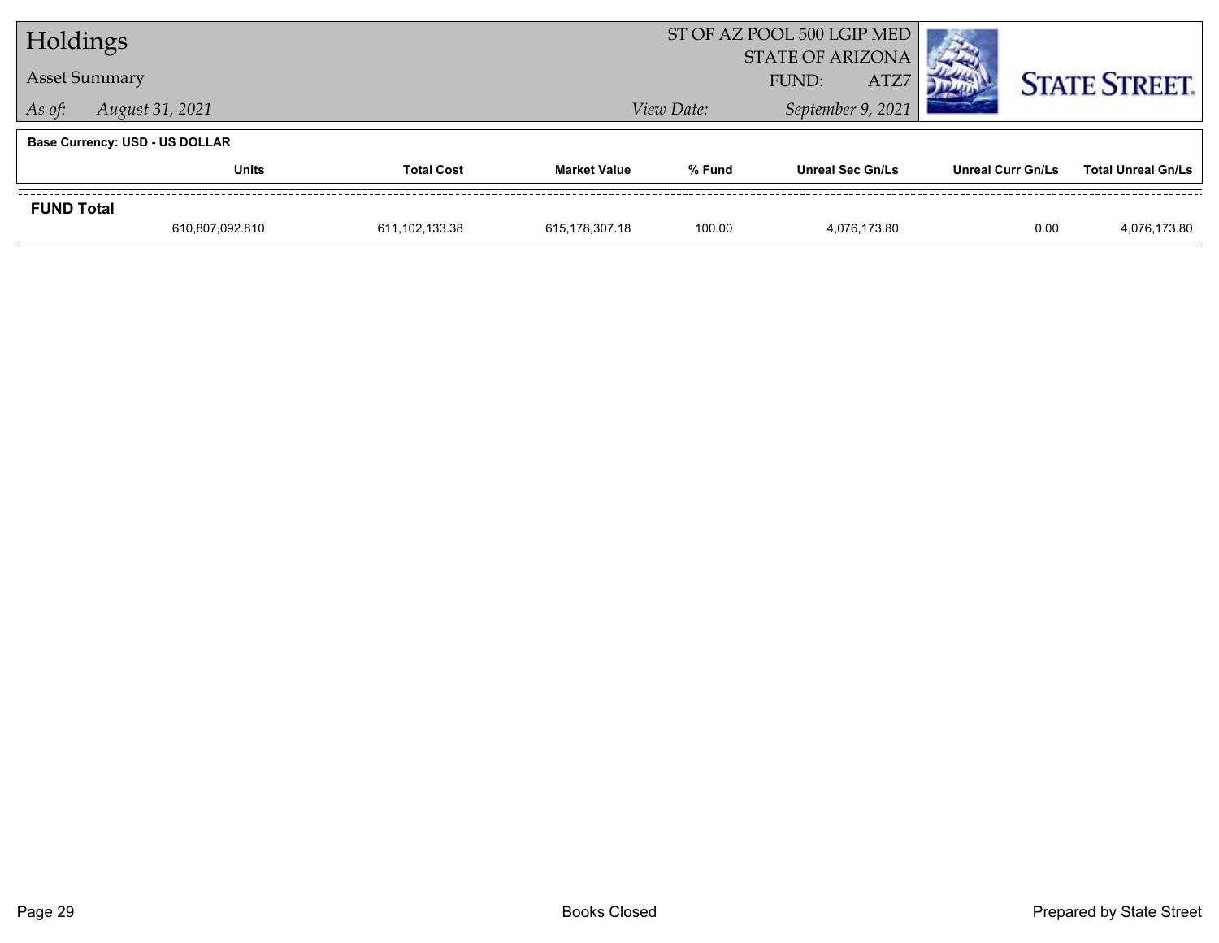# Holdings

## Asset Summary

*As of:* *August 31, 2021*

ST OF AZ POOL 500 LGIP MED
STATE OF ARIZONA
FUND: ATZ7

*View Date:* *September 9, 2021*

**Base Currency: USD - US DOLLAR**

| | Units | Total Cost | Market Value | % Fund | Unreal Sec Gn/Ls | Unreal Curr Gn/Ls | Total Unreal Gn/Ls |
|---|---|---|---|---|---|---|---|
| **FUND Total** | | | | | | | |
| | 610,807,092.810 | 611,102,133.38 | 615,178,307.18 | 100.00 | 4,076,173.80 | 0.00 | 4,076,173.80 |

Books Closed

Prepared by State Street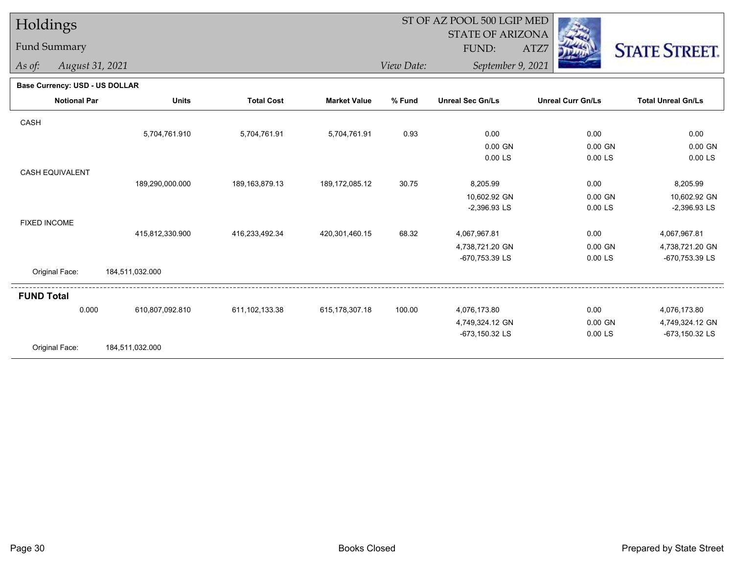# Holdings

Fund Summary

*As of: August 31, 2021*

ST OF AZ POOL 500 LGIP MED
STATE OF ARIZONA
FUND: ATZ7

*View Date: September 9, 2021*

STATE STREET.

**Base Currency: USD - US DOLLAR**

| Notional Par | Units | Total Cost | Market Value | % Fund | Unreal Sec Gn/Ls | Unreal Curr Gn/Ls | Total Unreal Gn/Ls |
|---|---|---|---|---|---|---|---|
| CASH | | | | | | | |
| | 5,704,761.910 | 5,704,761.91 | 5,704,761.91 | 0.93 | 0.00 | 0.00 | 0.00 |
| | | | | | 0.00 GN | 0.00 GN | 0.00 GN |
| | | | | | 0.00 LS | 0.00 LS | 0.00 LS |
| CASH EQUIVALENT | | | | | | | |
| | 189,290,000.000 | 189,163,879.13 | 189,172,085.12 | 30.75 | 8,205.99 | 0.00 | 8,205.99 |
| | | | | | 10,602.92 GN | 0.00 GN | 10,602.92 GN |
| | | | | | -2,396.93 LS | 0.00 LS | -2,396.93 LS |
| FIXED INCOME | | | | | | | |
| | 415,812,330.900 | 416,233,492.34 | 420,301,460.15 | 68.32 | 4,067,967.81 | 0.00 | 4,067,967.81 |
| | | | | | 4,738,721.20 GN | 0.00 GN | 4,738,721.20 GN |
| | | | | | -670,753.39 LS | 0.00 LS | -670,753.39 LS |
| Original Face: | 184,511,032.000 | | | | | | |
| **FUND Total** | | | | | | | |
| 0.000 | 610,807,092.810 | 611,102,133.38 | 615,178,307.18 | 100.00 | 4,076,173.80 | 0.00 | 4,076,173.80 |
| | | | | | 4,749,324.12 GN | 0.00 GN | 4,749,324.12 GN |
| | | | | | -673,150.32 LS | 0.00 LS | -673,150.32 LS |
| Original Face: | 184,511,032.000 | | | | | | |

Books Closed

Prepared by State Street